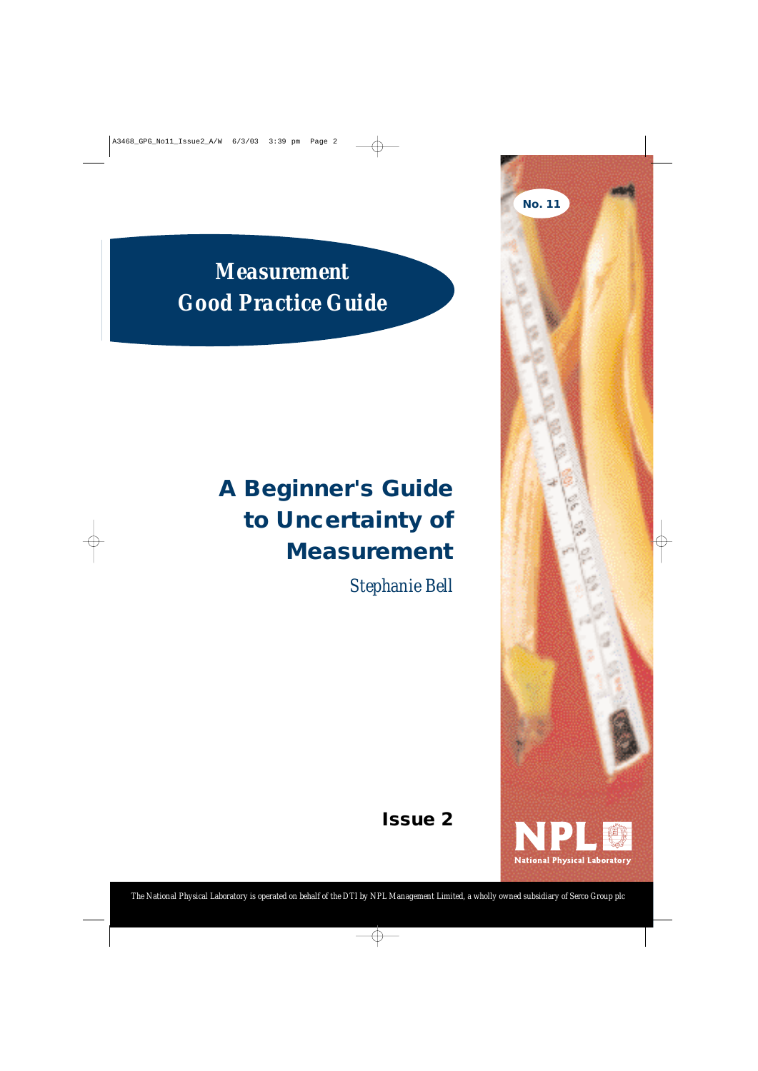No. 11

**Measurement Good Practice Guide**

# A Beginner's Guide to Uncertainty of Measurement

*Stephanie Bell*

**Issue 2**

NPL National Physical Laboratory

*The National Physical Laboratory is operated on behalf of the DTI by NPL Management Limited, a wholly owned subsidiary of Serco Group plc*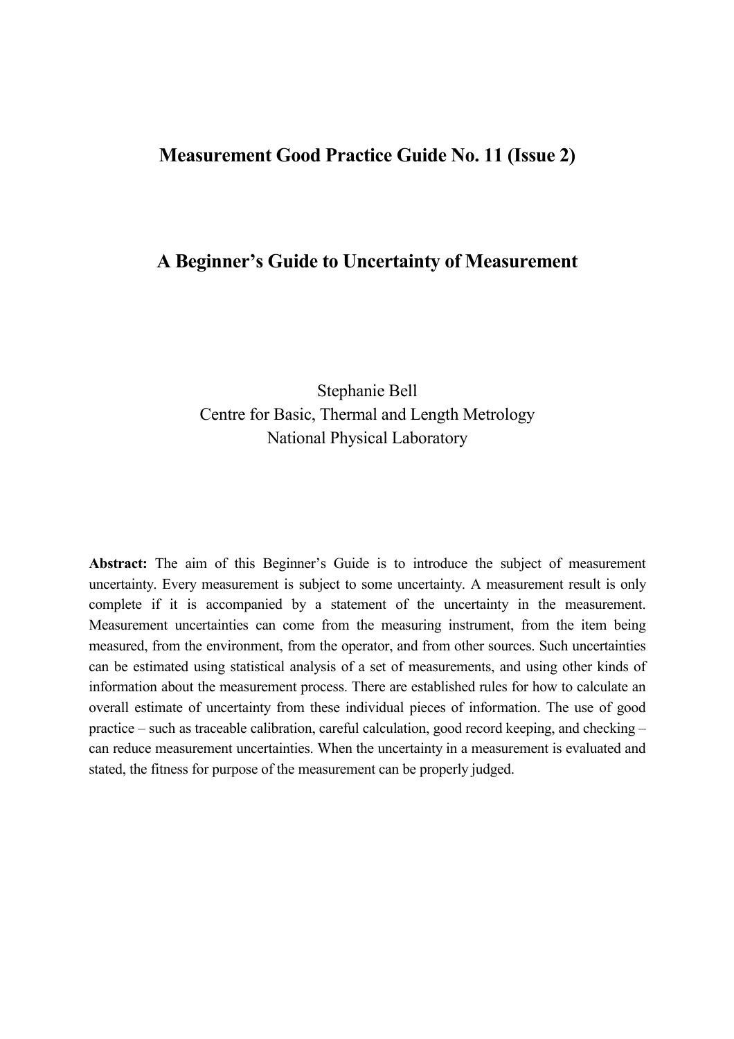# Measurement Good Practice Guide No. 11 (Issue 2)

## A Beginner's Guide to Uncertainty of Measurement

Stephanie Bell
Centre for Basic, Thermal and Length Metrology
National Physical Laboratory

**Abstract:** The aim of this Beginner's Guide is to introduce the subject of measurement uncertainty. Every measurement is subject to some uncertainty. A measurement result is only complete if it is accompanied by a statement of the uncertainty in the measurement. Measurement uncertainties can come from the measuring instrument, from the item being measured, from the environment, from the operator, and from other sources. Such uncertainties can be estimated using statistical analysis of a set of measurements, and using other kinds of information about the measurement process. There are established rules for how to calculate an overall estimate of uncertainty from these individual pieces of information. The use of good practice – such as traceable calibration, careful calculation, good record keeping, and checking – can reduce measurement uncertainties. When the uncertainty in a measurement is evaluated and stated, the fitness for purpose of the measurement can be properly judged.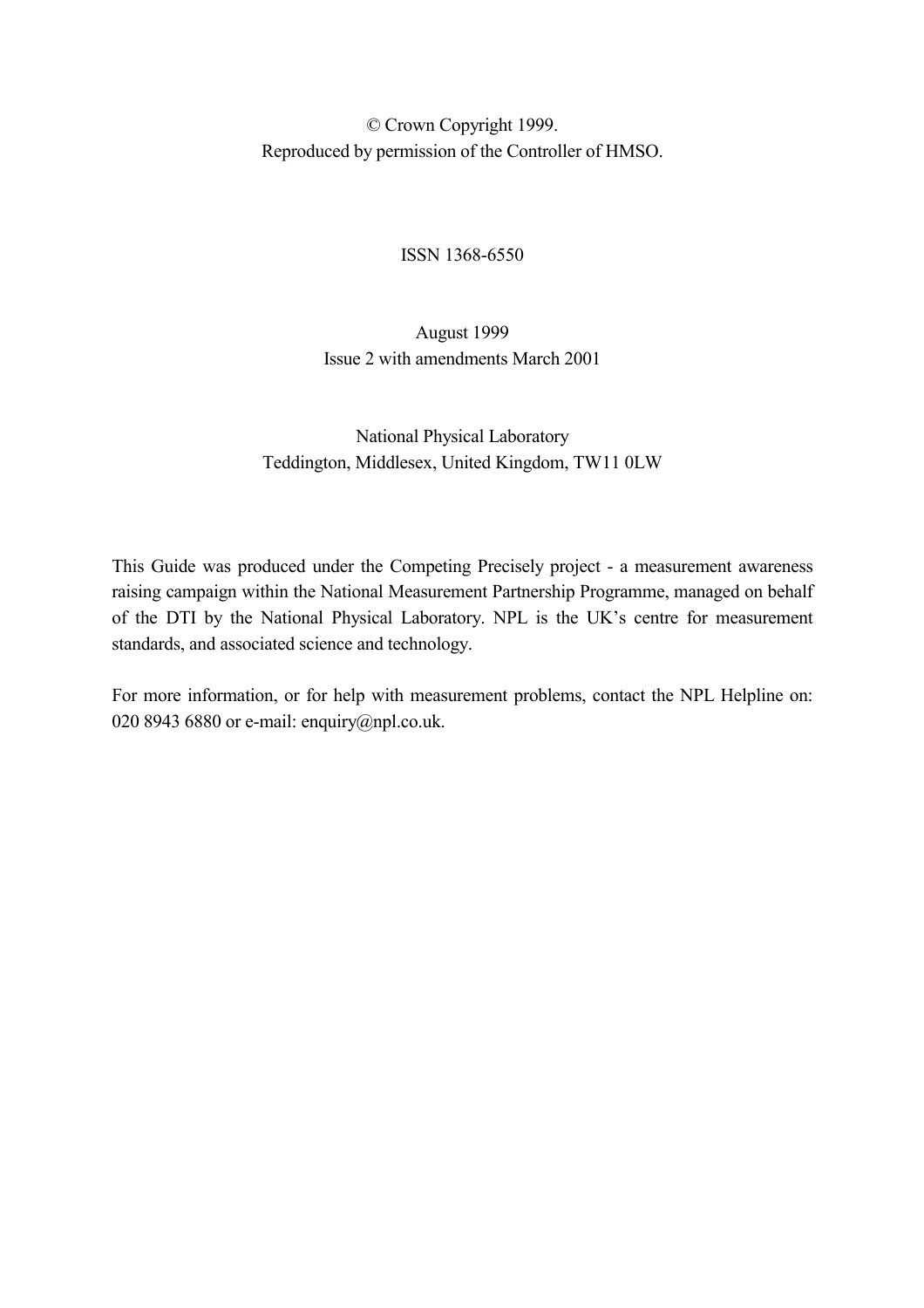© Crown Copyright 1999.
Reproduced by permission of the Controller of HMSO.

ISSN 1368-6550

August 1999
Issue 2 with amendments March 2001

National Physical Laboratory
Teddington, Middlesex, United Kingdom, TW11 0LW

This Guide was produced under the Competing Precisely project - a measurement awareness raising campaign within the National Measurement Partnership Programme, managed on behalf of the DTI by the National Physical Laboratory. NPL is the UK's centre for measurement standards, and associated science and technology.

For more information, or for help with measurement problems, contact the NPL Helpline on: 020 8943 6880 or e-mail: enquiry@npl.co.uk.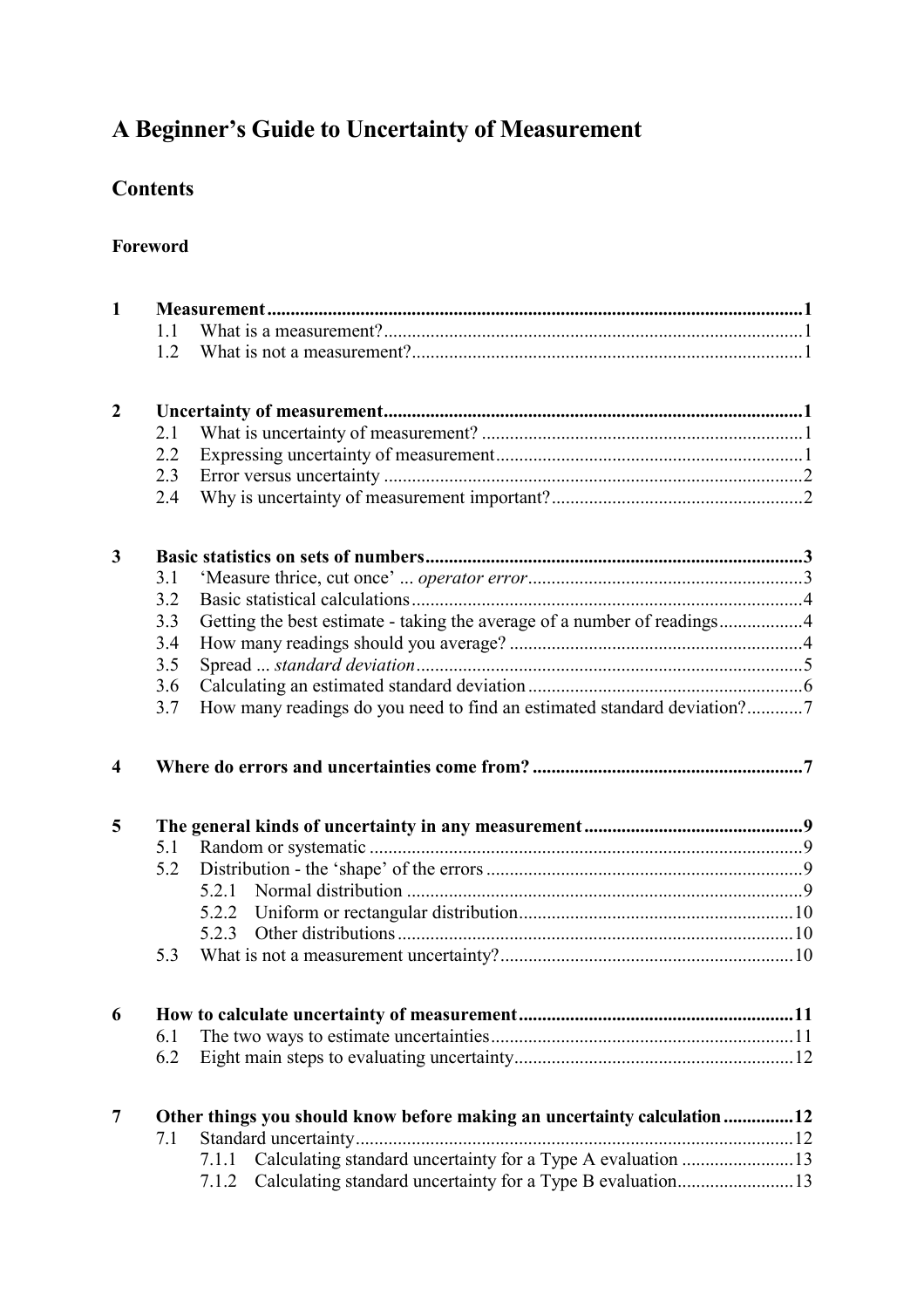# A Beginner's Guide to Uncertainty of Measurement

## Contents

**Foreword**

**1 Measurement** ..... 1
- 1.1 What is a measurement? ..... 1
- 1.2 What is not a measurement? ..... 1

**2 Uncertainty of measurement** ..... 1
- 2.1 What is uncertainty of measurement? ..... 1
- 2.2 Expressing uncertainty of measurement ..... 1
- 2.3 Error versus uncertainty ..... 2
- 2.4 Why is uncertainty of measurement important? ..... 2

**3 Basic statistics on sets of numbers** ..... 3
- 3.1 'Measure thrice, cut once' *... operator error* ..... 3
- 3.2 Basic statistical calculations ..... 4
- 3.3 Getting the best estimate - taking the average of a number of readings ..... 4
- 3.4 How many readings should you average? ..... 4
- 3.5 Spread *... standard deviation* ..... 5
- 3.6 Calculating an estimated standard deviation ..... 6
- 3.7 How many readings do you need to find an estimated standard deviation? ..... 7

**4 Where do errors and uncertainties come from?** ..... 7

**5 The general kinds of uncertainty in any measurement** ..... 9
- 5.1 Random or systematic ..... 9
- 5.2 Distribution - the 'shape' of the errors ..... 9
  - 5.2.1 Normal distribution ..... 9
  - 5.2.2 Uniform or rectangular distribution ..... 10
  - 5.2.3 Other distributions ..... 10
- 5.3 What is not a measurement uncertainty? ..... 10

**6 How to calculate uncertainty of measurement** ..... 11
- 6.1 The two ways to estimate uncertainties ..... 11
- 6.2 Eight main steps to evaluating uncertainty ..... 12

**7 Other things you should know before making an uncertainty calculation** ..... 12
- 7.1 Standard uncertainty ..... 12
  - 7.1.1 Calculating standard uncertainty for a Type A evaluation ..... 13
  - 7.1.2 Calculating standard uncertainty for a Type B evaluation ..... 13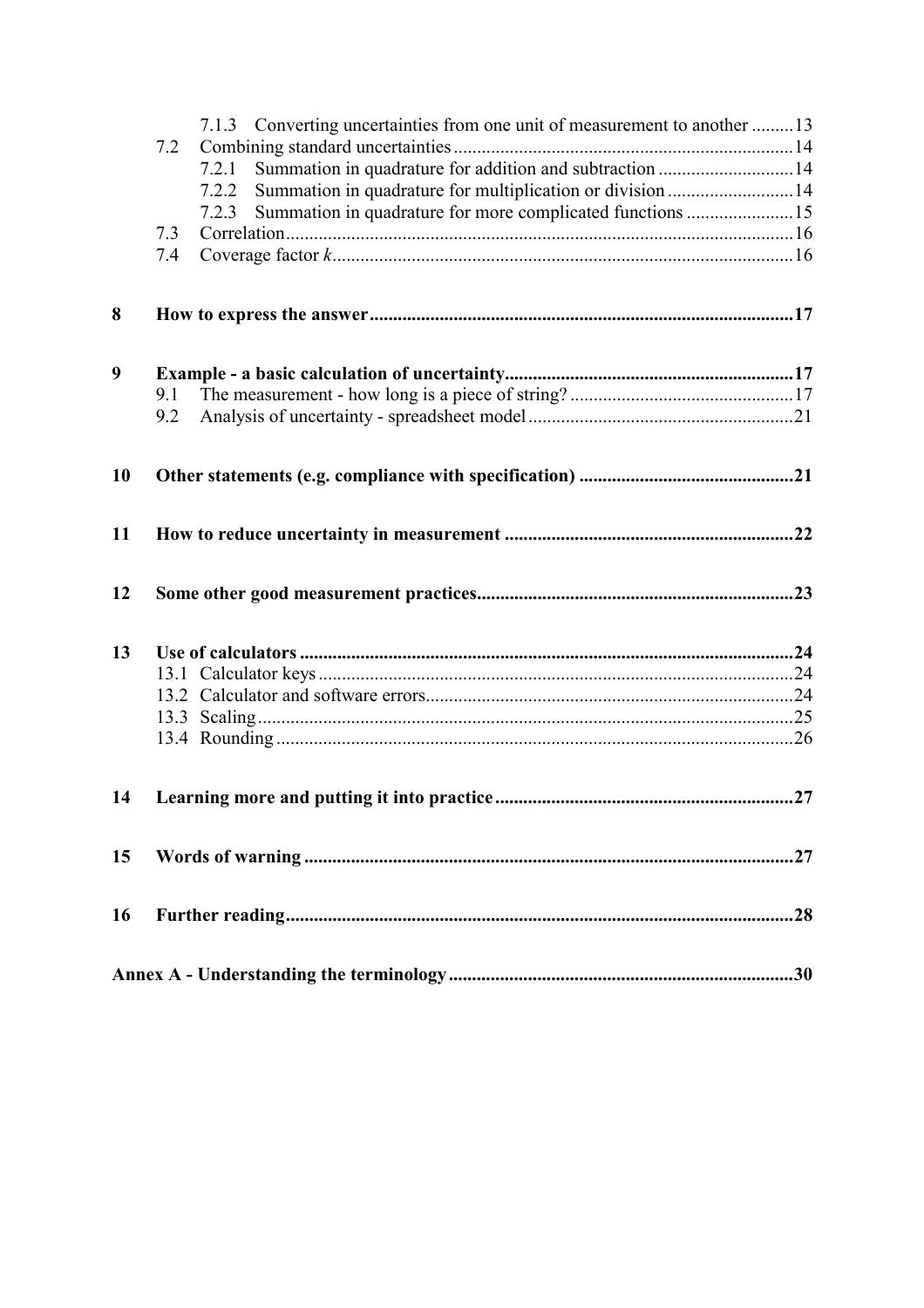7.1.3 Converting uncertainties from one unit of measurement to another .........13

7.2 Combining standard uncertainties .........................................................................14

7.2.1 Summation in quadrature for addition and subtraction .............................14

7.2.2 Summation in quadrature for multiplication or division ...........................14

7.2.3 Summation in quadrature for more complicated functions .......................15

7.3 Correlation.............................................................................................................16

7.4 Coverage factor *k*..................................................................................................16

**8 How to express the answer..........................................................................................17**

**9 Example - a basic calculation of uncertainty..............................................................17**

9.1 The measurement - how long is a piece of string? ................................................17

9.2 Analysis of uncertainty - spreadsheet model........................................................21

**10 Other statements (e.g. compliance with specification) .............................................21**

**11 How to reduce uncertainty in measurement .............................................................22**

**12 Some other good measurement practices...................................................................23**

**13 Use of calculators .........................................................................................................24**

13.1 Calculator keys.....................................................................................................24

13.2 Calculator and software errors..............................................................................24

13.3 Scaling..................................................................................................................25

13.4 Rounding..............................................................................................................26

**14 Learning more and putting it into practice................................................................27**

**15 Words of warning ........................................................................................................27**

**16 Further reading............................................................................................................28**

**Annex A - Understanding the terminology .........................................................................30**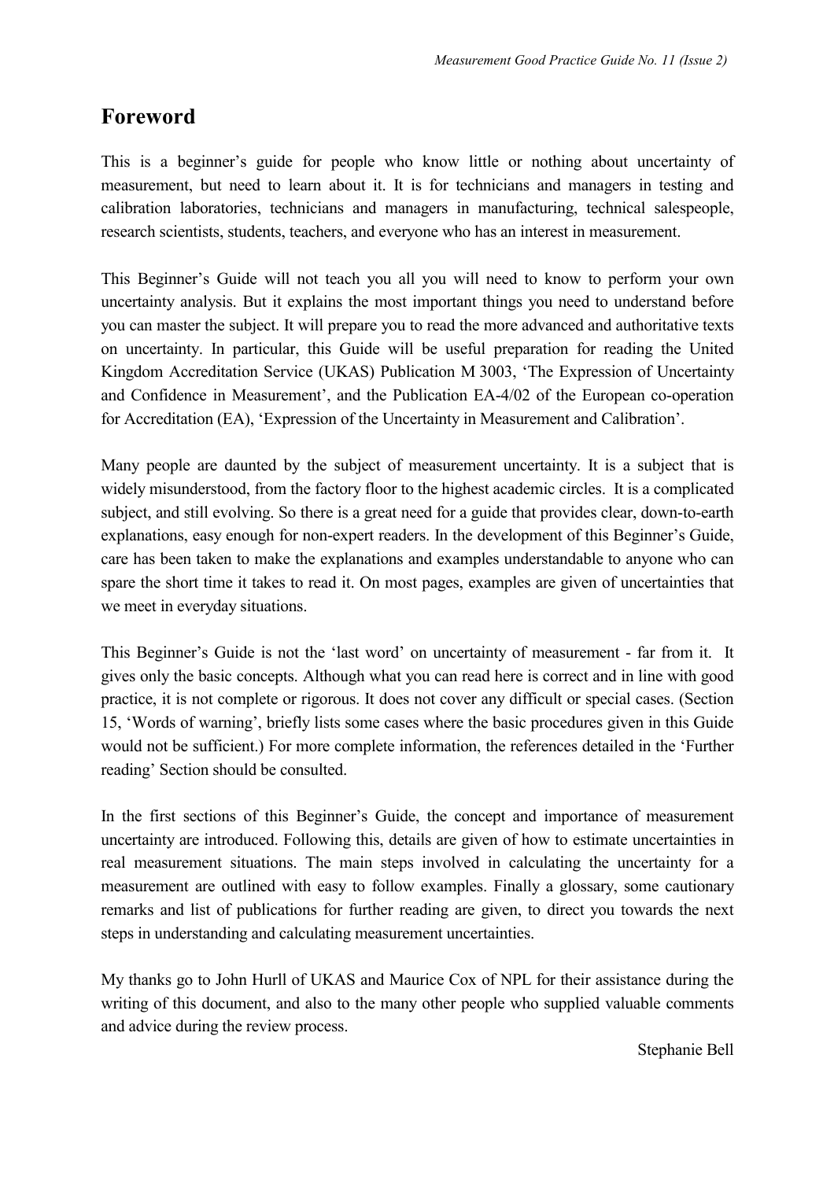## Foreword

This is a beginner's guide for people who know little or nothing about uncertainty of measurement, but need to learn about it. It is for technicians and managers in testing and calibration laboratories, technicians and managers in manufacturing, technical salespeople, research scientists, students, teachers, and everyone who has an interest in measurement.

This Beginner's Guide will not teach you all you will need to know to perform your own uncertainty analysis. But it explains the most important things you need to understand before you can master the subject. It will prepare you to read the more advanced and authoritative texts on uncertainty. In particular, this Guide will be useful preparation for reading the United Kingdom Accreditation Service (UKAS) Publication M 3003, 'The Expression of Uncertainty and Confidence in Measurement', and the Publication EA-4/02 of the European co-operation for Accreditation (EA), 'Expression of the Uncertainty in Measurement and Calibration'.

Many people are daunted by the subject of measurement uncertainty. It is a subject that is widely misunderstood, from the factory floor to the highest academic circles. It is a complicated subject, and still evolving. So there is a great need for a guide that provides clear, down-to-earth explanations, easy enough for non-expert readers. In the development of this Beginner's Guide, care has been taken to make the explanations and examples understandable to anyone who can spare the short time it takes to read it. On most pages, examples are given of uncertainties that we meet in everyday situations.

This Beginner's Guide is not the 'last word' on uncertainty of measurement - far from it. It gives only the basic concepts. Although what you can read here is correct and in line with good practice, it is not complete or rigorous. It does not cover any difficult or special cases. (Section 15, 'Words of warning', briefly lists some cases where the basic procedures given in this Guide would not be sufficient.) For more complete information, the references detailed in the 'Further reading' Section should be consulted.

In the first sections of this Beginner's Guide, the concept and importance of measurement uncertainty are introduced. Following this, details are given of how to estimate uncertainties in real measurement situations. The main steps involved in calculating the uncertainty for a measurement are outlined with easy to follow examples. Finally a glossary, some cautionary remarks and list of publications for further reading are given, to direct you towards the next steps in understanding and calculating measurement uncertainties.

My thanks go to John Hurll of UKAS and Maurice Cox of NPL for their assistance during the writing of this document, and also to the many other people who supplied valuable comments and advice during the review process.

Stephanie Bell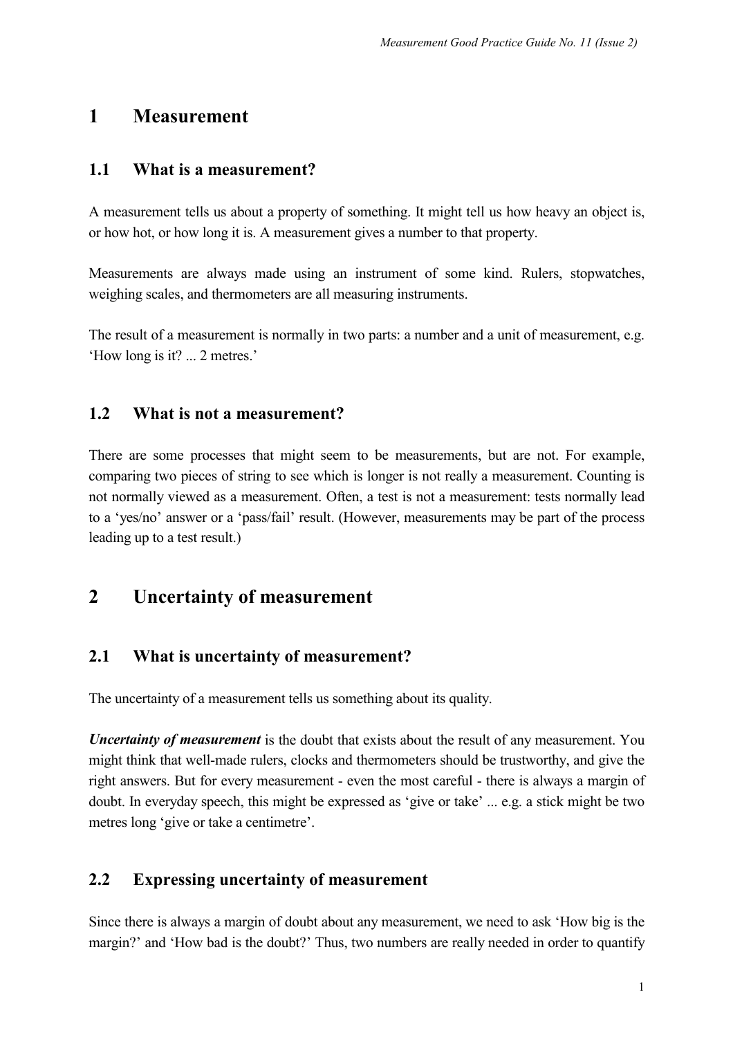# 1 Measurement

## 1.1 What is a measurement?

A measurement tells us about a property of something. It might tell us how heavy an object is, or how hot, or how long it is. A measurement gives a number to that property.

Measurements are always made using an instrument of some kind. Rulers, stopwatches, weighing scales, and thermometers are all measuring instruments.

The result of a measurement is normally in two parts: a number and a unit of measurement, e.g. 'How long is it? ... 2 metres.'

## 1.2 What is not a measurement?

There are some processes that might seem to be measurements, but are not. For example, comparing two pieces of string to see which is longer is not really a measurement. Counting is not normally viewed as a measurement. Often, a test is not a measurement: tests normally lead to a 'yes/no' answer or a 'pass/fail' result. (However, measurements may be part of the process leading up to a test result.)

# 2 Uncertainty of measurement

## 2.1 What is uncertainty of measurement?

The uncertainty of a measurement tells us something about its quality.

***Uncertainty of measurement*** is the doubt that exists about the result of any measurement. You might think that well-made rulers, clocks and thermometers should be trustworthy, and give the right answers. But for every measurement - even the most careful - there is always a margin of doubt. In everyday speech, this might be expressed as 'give or take' ... e.g. a stick might be two metres long 'give or take a centimetre'.

## 2.2 Expressing uncertainty of measurement

Since there is always a margin of doubt about any measurement, we need to ask 'How big is the margin?' and 'How bad is the doubt?' Thus, two numbers are really needed in order to quantify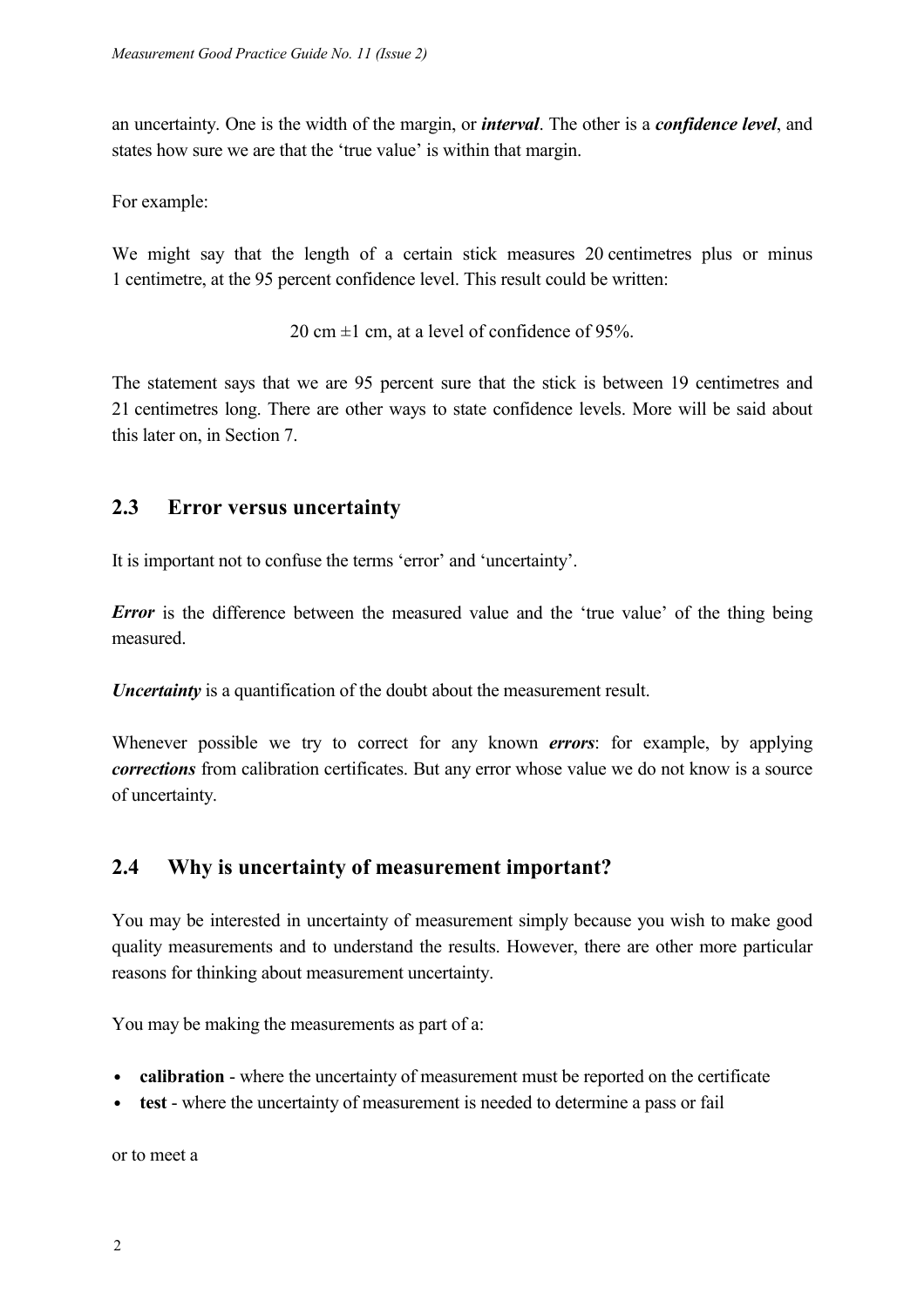an uncertainty. One is the width of the margin, or ***interval***. The other is a ***confidence level***, and states how sure we are that the 'true value' is within that margin.

For example:

We might say that the length of a certain stick measures 20 centimetres plus or minus 1 centimetre, at the 95 percent confidence level. This result could be written:

20 cm ±1 cm, at a level of confidence of 95%.

The statement says that we are 95 percent sure that the stick is between 19 centimetres and 21 centimetres long. There are other ways to state confidence levels. More will be said about this later on, in Section 7.

## 2.3 Error versus uncertainty

It is important not to confuse the terms 'error' and 'uncertainty'.

***Error*** is the difference between the measured value and the 'true value' of the thing being measured.

***Uncertainty*** is a quantification of the doubt about the measurement result.

Whenever possible we try to correct for any known ***errors***: for example, by applying ***corrections*** from calibration certificates. But any error whose value we do not know is a source of uncertainty.

## 2.4 Why is uncertainty of measurement important?

You may be interested in uncertainty of measurement simply because you wish to make good quality measurements and to understand the results. However, there are other more particular reasons for thinking about measurement uncertainty.

You may be making the measurements as part of a:

- **calibration** - where the uncertainty of measurement must be reported on the certificate
- **test** - where the uncertainty of measurement is needed to determine a pass or fail

or to meet a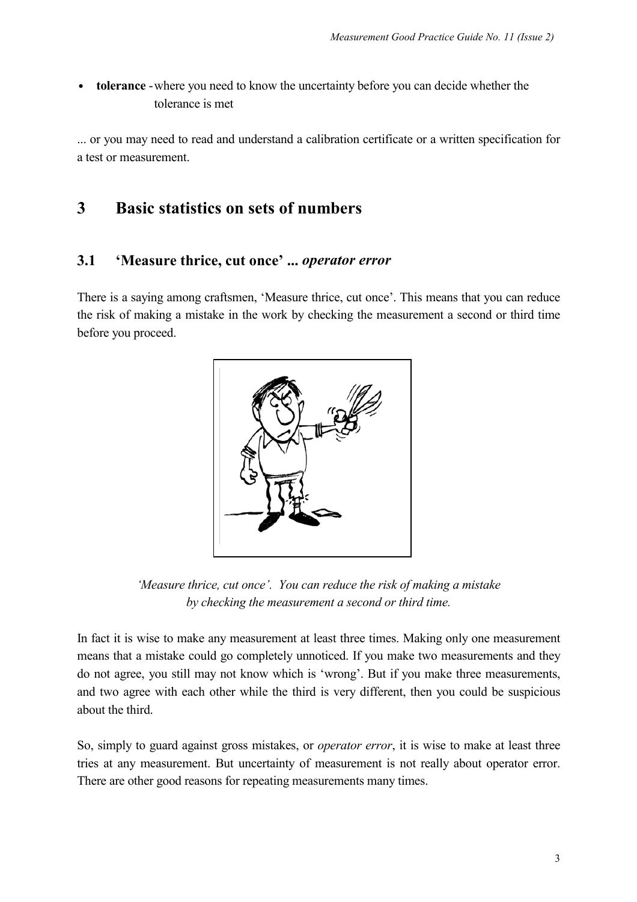- **tolerance** - where you need to know the uncertainty before you can decide whether the tolerance is met

... or you may need to read and understand a calibration certificate or a written specification for a test or measurement.

# 3 Basic statistics on sets of numbers

## 3.1 'Measure thrice, cut once' ... *operator error*

There is a saying among craftsmen, 'Measure thrice, cut once'. This means that you can reduce the risk of making a mistake in the work by checking the measurement a second or third time before you proceed.

*'Measure thrice, cut once'. You can reduce the risk of making a mistake by checking the measurement a second or third time.*

In fact it is wise to make any measurement at least three times. Making only one measurement means that a mistake could go completely unnoticed. If you make two measurements and they do not agree, you still may not know which is 'wrong'. But if you make three measurements, and two agree with each other while the third is very different, then you could be suspicious about the third.

So, simply to guard against gross mistakes, or *operator error*, it is wise to make at least three tries at any measurement. But uncertainty of measurement is not really about operator error. There are other good reasons for repeating measurements many times.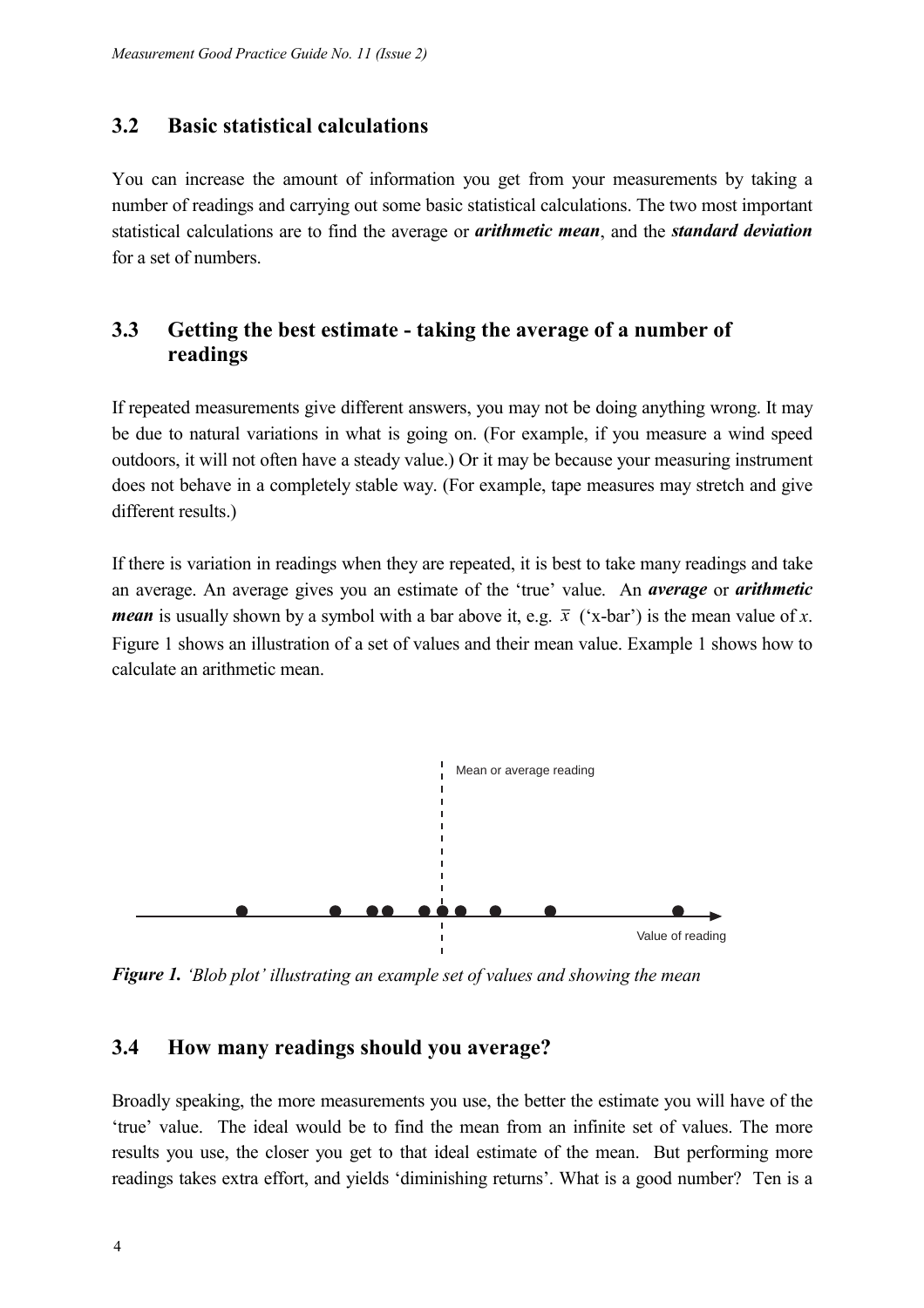## 3.2 Basic statistical calculations

You can increase the amount of information you get from your measurements by taking a number of readings and carrying out some basic statistical calculations. The two most important statistical calculations are to find the average or ***arithmetic mean***, and the ***standard deviation*** for a set of numbers.

## 3.3 Getting the best estimate - taking the average of a number of readings

If repeated measurements give different answers, you may not be doing anything wrong. It may be due to natural variations in what is going on. (For example, if you measure a wind speed outdoors, it will not often have a steady value.) Or it may be because your measuring instrument does not behave in a completely stable way. (For example, tape measures may stretch and give different results.)

If there is variation in readings when they are repeated, it is best to take many readings and take an average. An average gives you an estimate of the 'true' value. An ***average*** or ***arithmetic mean*** is usually shown by a symbol with a bar above it, e.g. $\bar{x}$ ('x-bar') is the mean value of $x$. Figure 1 shows an illustration of a set of values and their mean value. Example 1 shows how to calculate an arithmetic mean.

Mean or average reading

Value of reading

***Figure 1.*** *'Blob plot' illustrating an example set of values and showing the mean*

## 3.4 How many readings should you average?

Broadly speaking, the more measurements you use, the better the estimate you will have of the 'true' value. The ideal would be to find the mean from an infinite set of values. The more results you use, the closer you get to that ideal estimate of the mean. But performing more readings takes extra effort, and yields 'diminishing returns'. What is a good number? Ten is a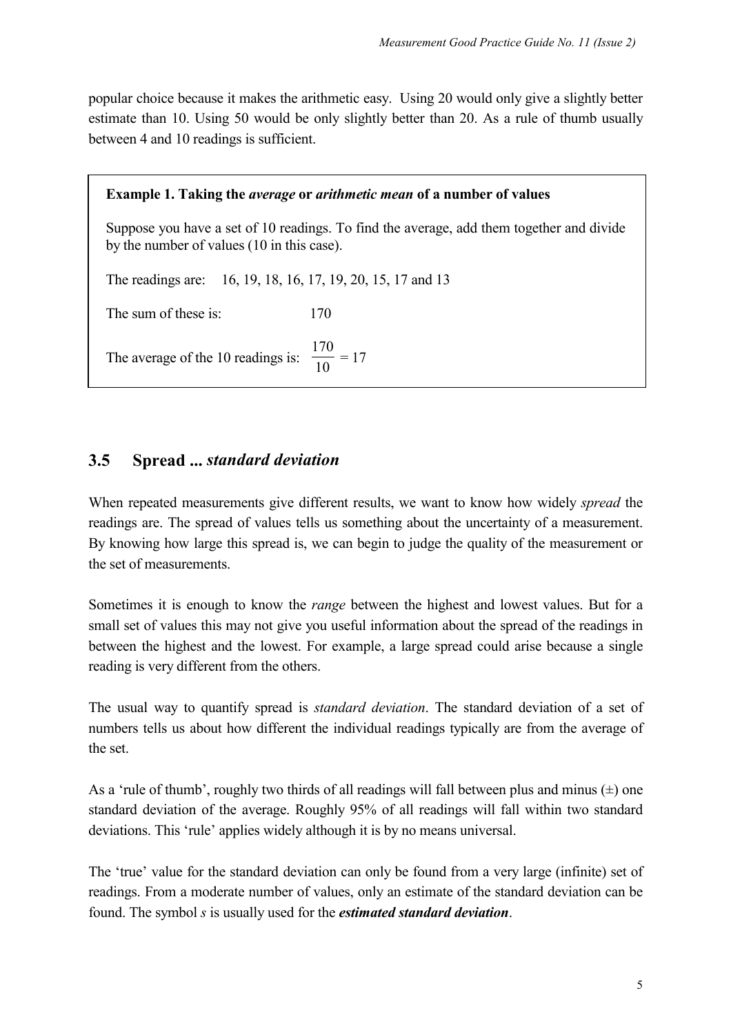popular choice because it makes the arithmetic easy. Using 20 would only give a slightly better estimate than 10. Using 50 would be only slightly better than 20. As a rule of thumb usually between 4 and 10 readings is sufficient.

> **Example 1. Taking the *average* or *arithmetic mean* of a number of values**
>
> Suppose you have a set of 10 readings. To find the average, add them together and divide by the number of values (10 in this case).
>
> The readings are: 16, 19, 18, 16, 17, 19, 20, 15, 17 and 13
>
> The sum of these is: 170
>
> The average of the 10 readings is: $\frac{170}{10} = 17$

## 3.5 Spread ... *standard deviation*

When repeated measurements give different results, we want to know how widely *spread* the readings are. The spread of values tells us something about the uncertainty of a measurement. By knowing how large this spread is, we can begin to judge the quality of the measurement or the set of measurements.

Sometimes it is enough to know the *range* between the highest and lowest values. But for a small set of values this may not give you useful information about the spread of the readings in between the highest and the lowest. For example, a large spread could arise because a single reading is very different from the others.

The usual way to quantify spread is *standard deviation*. The standard deviation of a set of numbers tells us about how different the individual readings typically are from the average of the set.

As a 'rule of thumb', roughly two thirds of all readings will fall between plus and minus (±) one standard deviation of the average. Roughly 95% of all readings will fall within two standard deviations. This 'rule' applies widely although it is by no means universal.

The 'true' value for the standard deviation can only be found from a very large (infinite) set of readings. From a moderate number of values, only an estimate of the standard deviation can be found. The symbol $s$ is usually used for the ***estimated standard deviation***.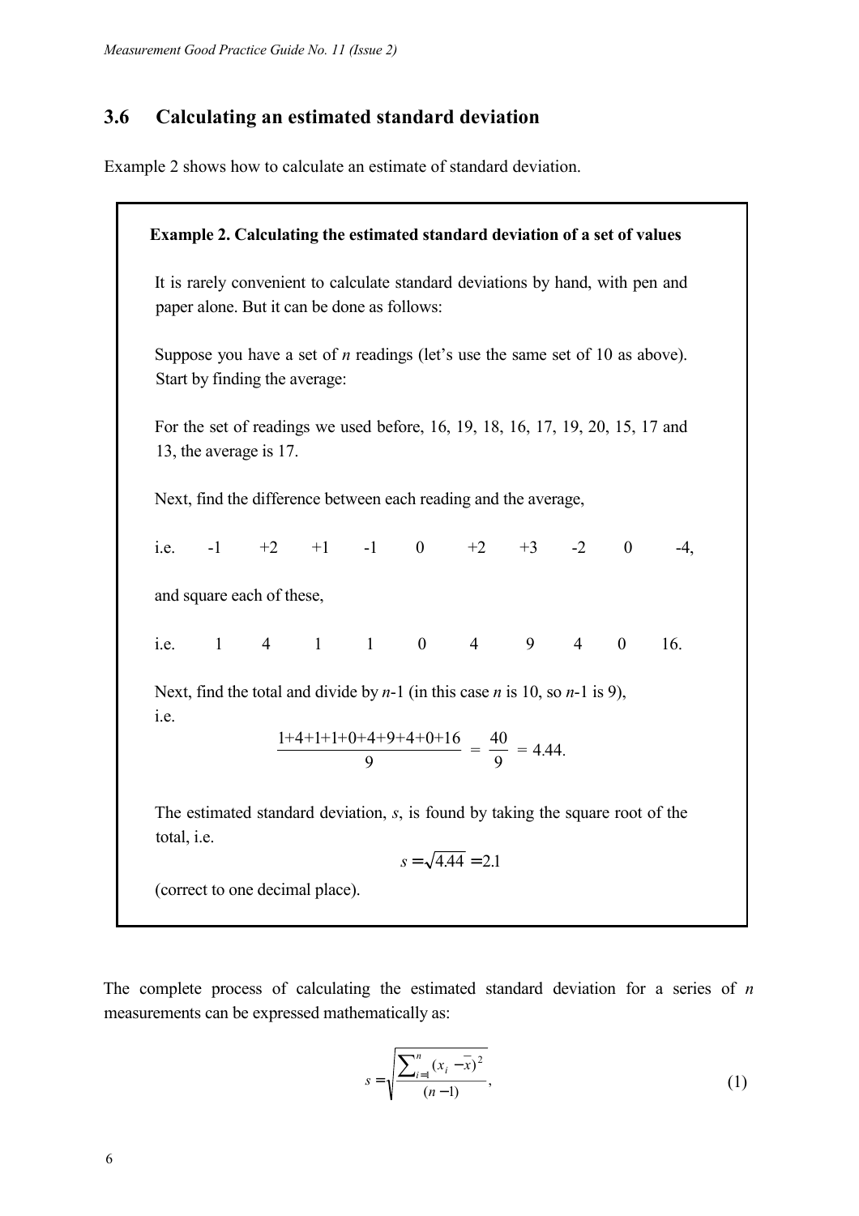## 3.6 Calculating an estimated standard deviation

Example 2 shows how to calculate an estimate of standard deviation.

**Example 2. Calculating the estimated standard deviation of a set of values**

It is rarely convenient to calculate standard deviations by hand, with pen and paper alone. But it can be done as follows:

Suppose you have a set of $n$ readings (let's use the same set of 10 as above). Start by finding the average:

For the set of readings we used before, 16, 19, 18, 16, 17, 19, 20, 15, 17 and 13, the average is 17.

Next, find the difference between each reading and the average,

i.e. -1 +2 +1 -1 0 +2 +3 -2 0 -4,

and square each of these,

i.e. 1 4 1 1 0 4 9 4 0 16.

Next, find the total and divide by $n$-1 (in this case $n$ is 10, so $n$-1 is 9), i.e.

$$\frac{1+4+1+1+0+4+9+4+0+16}{9} = \frac{40}{9} = 4.44.$$

The estimated standard deviation, $s$, is found by taking the square root of the total, i.e.

$$s = \sqrt{4.44} = 2.1$$

(correct to one decimal place).

The complete process of calculating the estimated standard deviation for a series of $n$ measurements can be expressed mathematically as:

$$s = \sqrt{\frac{\sum_{i=1}^{n} (x_i - \bar{x})^2}{(n-1)}}, \tag{1}$$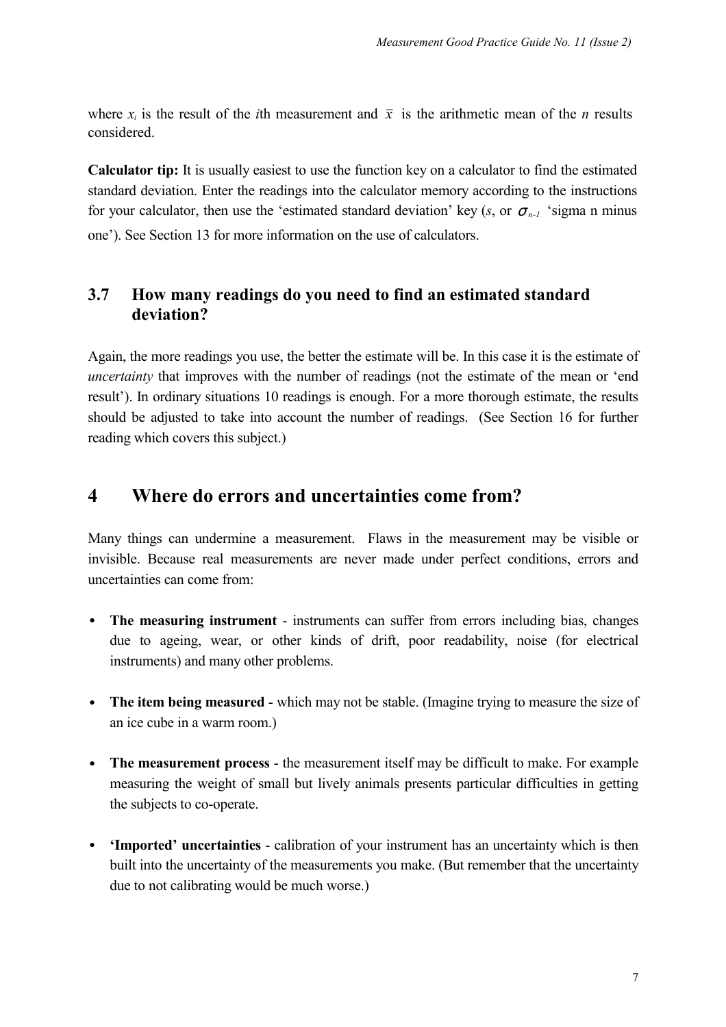where $x_i$ is the result of the $i$th measurement and $\bar{x}$ is the arithmetic mean of the $n$ results considered.

**Calculator tip:** It is usually easiest to use the function key on a calculator to find the estimated standard deviation. Enter the readings into the calculator memory according to the instructions for your calculator, then use the 'estimated standard deviation' key ($s$, or $\sigma_{n-1}$ 'sigma n minus one'). See Section 13 for more information on the use of calculators.

## 3.7 How many readings do you need to find an estimated standard deviation?

Again, the more readings you use, the better the estimate will be. In this case it is the estimate of *uncertainty* that improves with the number of readings (not the estimate of the mean or 'end result'). In ordinary situations 10 readings is enough. For a more thorough estimate, the results should be adjusted to take into account the number of readings. (See Section 16 for further reading which covers this subject.)

# 4 Where do errors and uncertainties come from?

Many things can undermine a measurement. Flaws in the measurement may be visible or invisible. Because real measurements are never made under perfect conditions, errors and uncertainties can come from:

- **The measuring instrument** - instruments can suffer from errors including bias, changes due to ageing, wear, or other kinds of drift, poor readability, noise (for electrical instruments) and many other problems.

- **The item being measured** - which may not be stable. (Imagine trying to measure the size of an ice cube in a warm room.)

- **The measurement process** - the measurement itself may be difficult to make. For example measuring the weight of small but lively animals presents particular difficulties in getting the subjects to co-operate.

- **'Imported' uncertainties** - calibration of your instrument has an uncertainty which is then built into the uncertainty of the measurements you make. (But remember that the uncertainty due to not calibrating would be much worse.)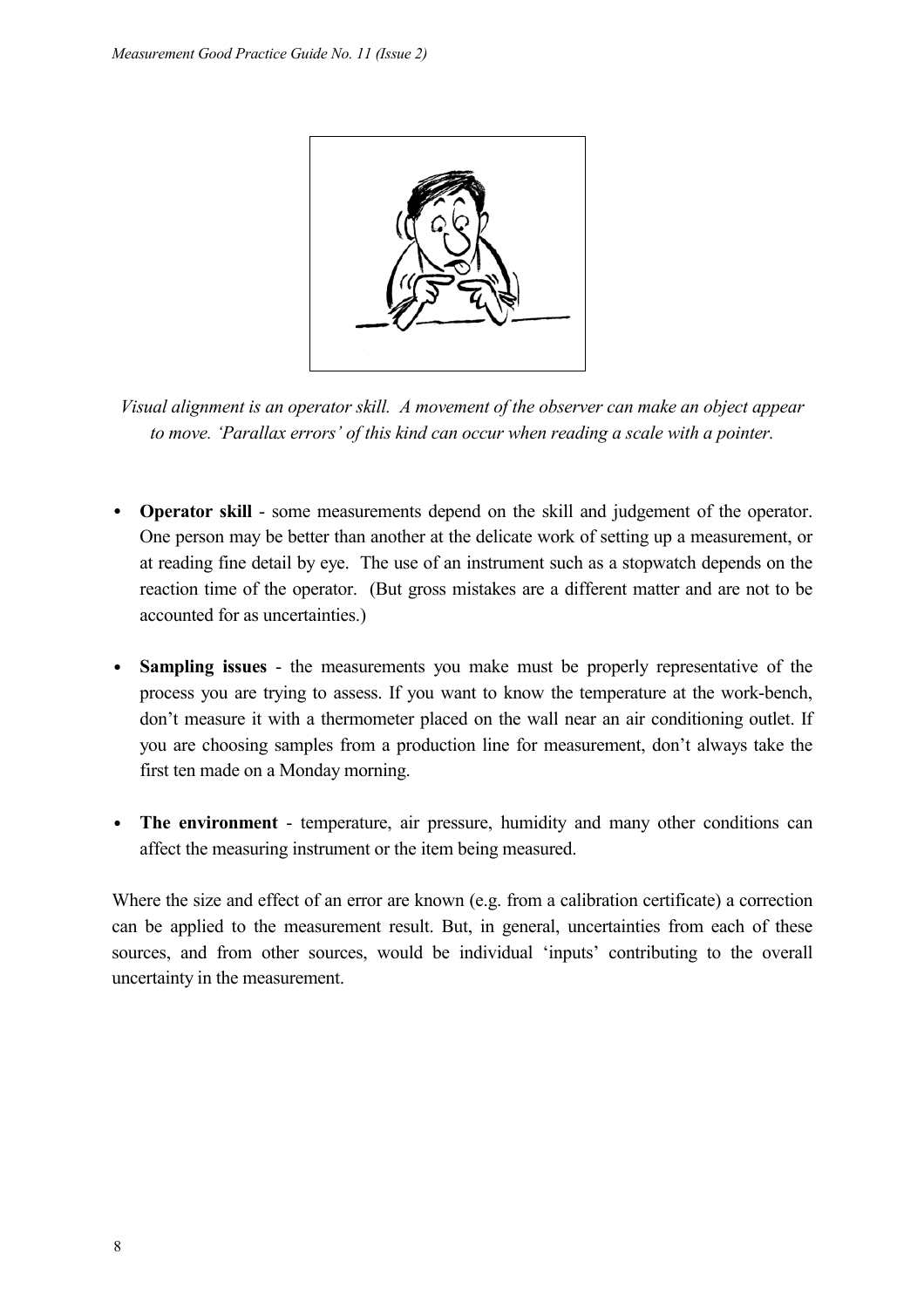*Visual alignment is an operator skill. A movement of the observer can make an object appear to move. 'Parallax errors' of this kind can occur when reading a scale with a pointer.*

- **Operator skill** - some measurements depend on the skill and judgement of the operator. One person may be better than another at the delicate work of setting up a measurement, or at reading fine detail by eye. The use of an instrument such as a stopwatch depends on the reaction time of the operator. (But gross mistakes are a different matter and are not to be accounted for as uncertainties.)

- **Sampling issues** - the measurements you make must be properly representative of the process you are trying to assess. If you want to know the temperature at the work-bench, don't measure it with a thermometer placed on the wall near an air conditioning outlet. If you are choosing samples from a production line for measurement, don't always take the first ten made on a Monday morning.

- **The environment** - temperature, air pressure, humidity and many other conditions can affect the measuring instrument or the item being measured.

Where the size and effect of an error are known (e.g. from a calibration certificate) a correction can be applied to the measurement result. But, in general, uncertainties from each of these sources, and from other sources, would be individual 'inputs' contributing to the overall uncertainty in the measurement.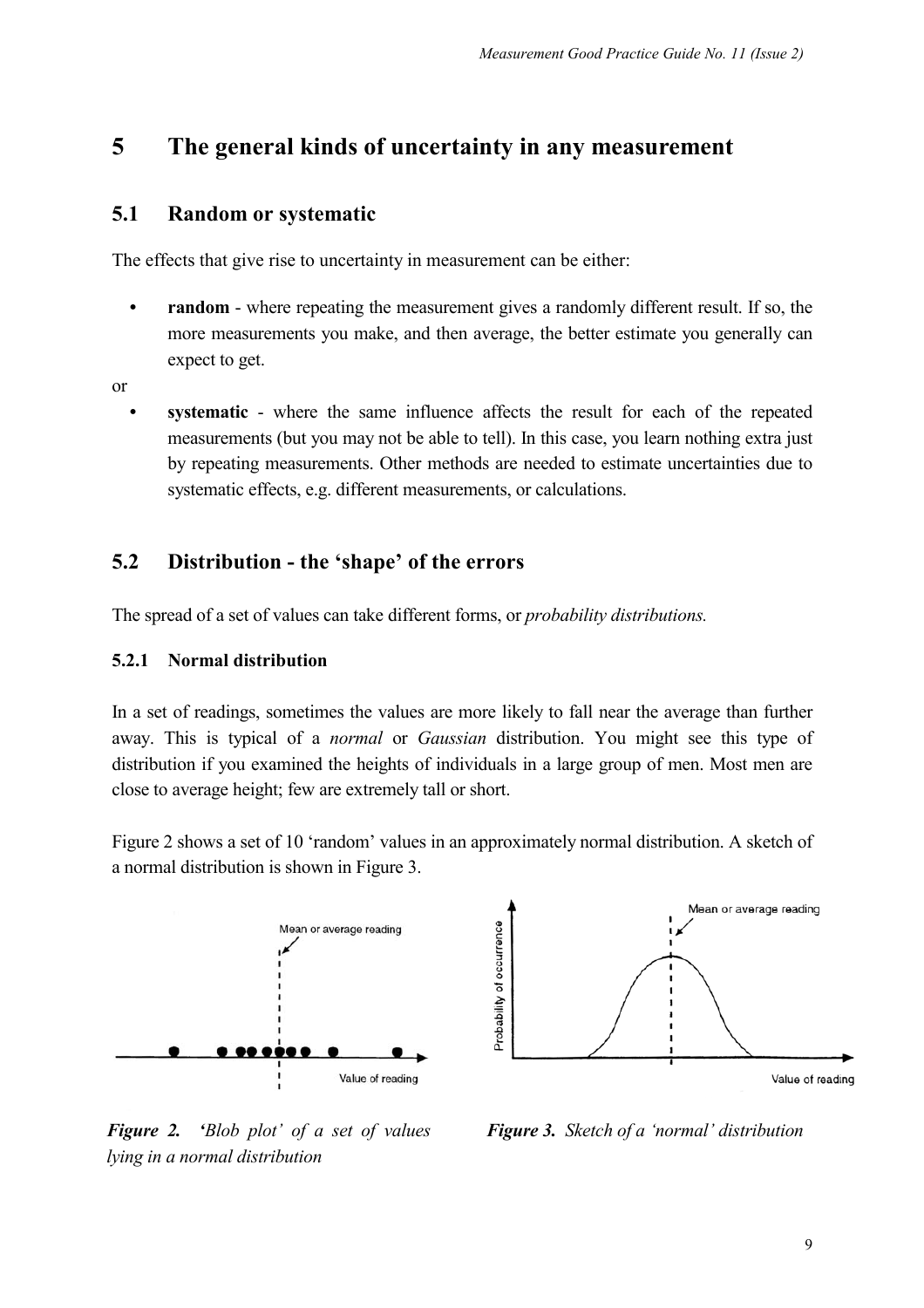# 5 The general kinds of uncertainty in any measurement

## 5.1 Random or systematic

The effects that give rise to uncertainty in measurement can be either:

- **random** - where repeating the measurement gives a randomly different result. If so, the more measurements you make, and then average, the better estimate you generally can expect to get.

or

- **systematic** - where the same influence affects the result for each of the repeated measurements (but you may not be able to tell). In this case, you learn nothing extra just by repeating measurements. Other methods are needed to estimate uncertainties due to systematic effects, e.g. different measurements, or calculations.

## 5.2 Distribution - the 'shape' of the errors

The spread of a set of values can take different forms, or *probability distributions.*

### 5.2.1 Normal distribution

In a set of readings, sometimes the values are more likely to fall near the average than further away. This is typical of a *normal* or *Gaussian* distribution. You might see this type of distribution if you examined the heights of individuals in a large group of men. Most men are close to average height; few are extremely tall or short.

Figure 2 shows a set of 10 'random' values in an approximately normal distribution. A sketch of a normal distribution is shown in Figure 3.

***Figure 2.*** *'Blob plot' of a set of values lying in a normal distribution*

***Figure 3.*** *Sketch of a 'normal' distribution*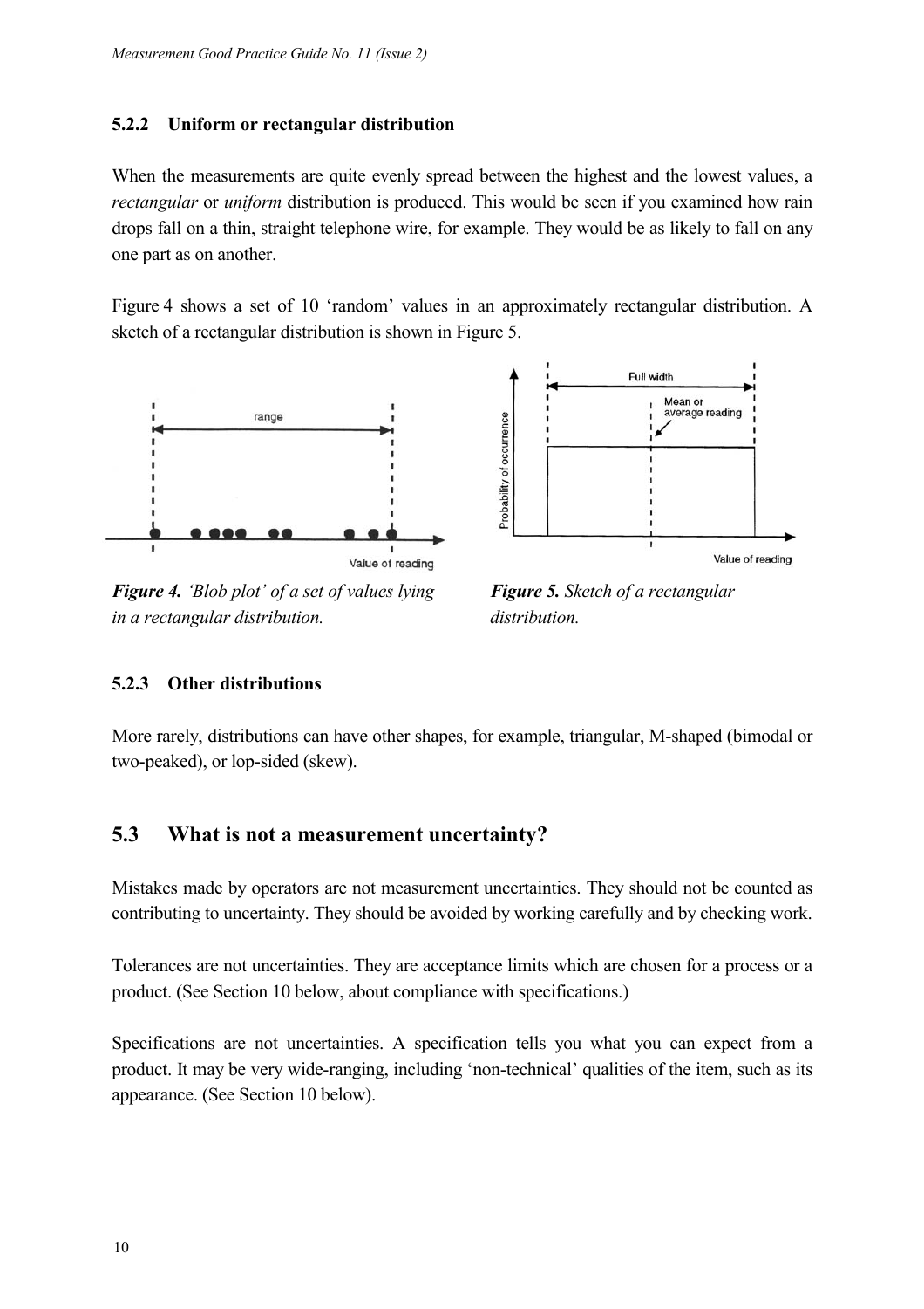### 5.2.2 Uniform or rectangular distribution

When the measurements are quite evenly spread between the highest and the lowest values, a *rectangular* or *uniform* distribution is produced. This would be seen if you examined how rain drops fall on a thin, straight telephone wire, for example. They would be as likely to fall on any one part as on another.

Figure 4 shows a set of 10 'random' values in an approximately rectangular distribution. A sketch of a rectangular distribution is shown in Figure 5.

***Figure 4.*** *'Blob plot' of a set of values lying in a rectangular distribution.*

***Figure 5.*** *Sketch of a rectangular distribution.*

### 5.2.3 Other distributions

More rarely, distributions can have other shapes, for example, triangular, M-shaped (bimodal or two-peaked), or lop-sided (skew).

## 5.3 What is not a measurement uncertainty?

Mistakes made by operators are not measurement uncertainties. They should not be counted as contributing to uncertainty. They should be avoided by working carefully and by checking work.

Tolerances are not uncertainties. They are acceptance limits which are chosen for a process or a product. (See Section 10 below, about compliance with specifications.)

Specifications are not uncertainties. A specification tells you what you can expect from a product. It may be very wide-ranging, including 'non-technical' qualities of the item, such as its appearance. (See Section 10 below).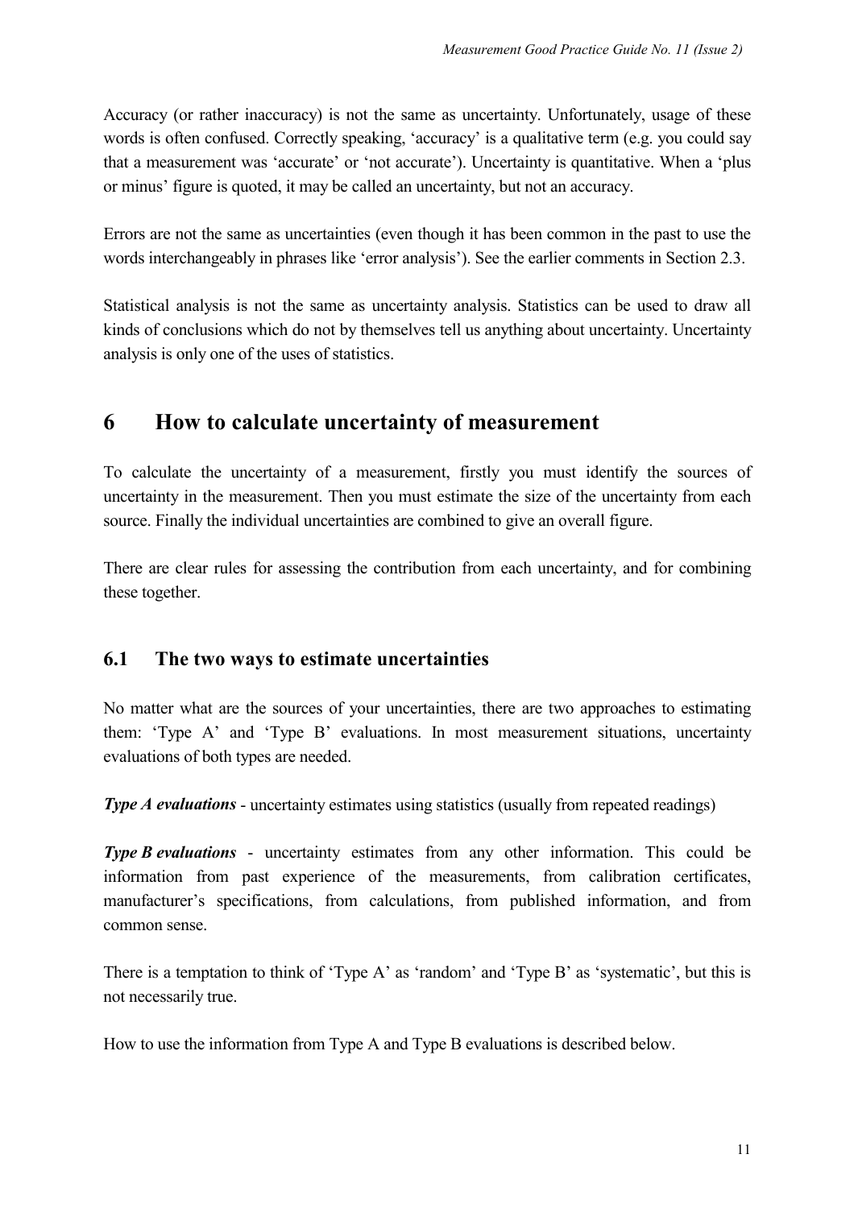Accuracy (or rather inaccuracy) is not the same as uncertainty. Unfortunately, usage of these words is often confused. Correctly speaking, 'accuracy' is a qualitative term (e.g. you could say that a measurement was 'accurate' or 'not accurate'). Uncertainty is quantitative. When a 'plus or minus' figure is quoted, it may be called an uncertainty, but not an accuracy.

Errors are not the same as uncertainties (even though it has been common in the past to use the words interchangeably in phrases like 'error analysis'). See the earlier comments in Section 2.3.

Statistical analysis is not the same as uncertainty analysis. Statistics can be used to draw all kinds of conclusions which do not by themselves tell us anything about uncertainty. Uncertainty analysis is only one of the uses of statistics.

# 6 How to calculate uncertainty of measurement

To calculate the uncertainty of a measurement, firstly you must identify the sources of uncertainty in the measurement. Then you must estimate the size of the uncertainty from each source. Finally the individual uncertainties are combined to give an overall figure.

There are clear rules for assessing the contribution from each uncertainty, and for combining these together.

## 6.1 The two ways to estimate uncertainties

No matter what are the sources of your uncertainties, there are two approaches to estimating them: 'Type A' and 'Type B' evaluations. In most measurement situations, uncertainty evaluations of both types are needed.

***Type A evaluations*** - uncertainty estimates using statistics (usually from repeated readings)

***Type B evaluations*** - uncertainty estimates from any other information. This could be information from past experience of the measurements, from calibration certificates, manufacturer's specifications, from calculations, from published information, and from common sense.

There is a temptation to think of 'Type A' as 'random' and 'Type B' as 'systematic', but this is not necessarily true.

How to use the information from Type A and Type B evaluations is described below.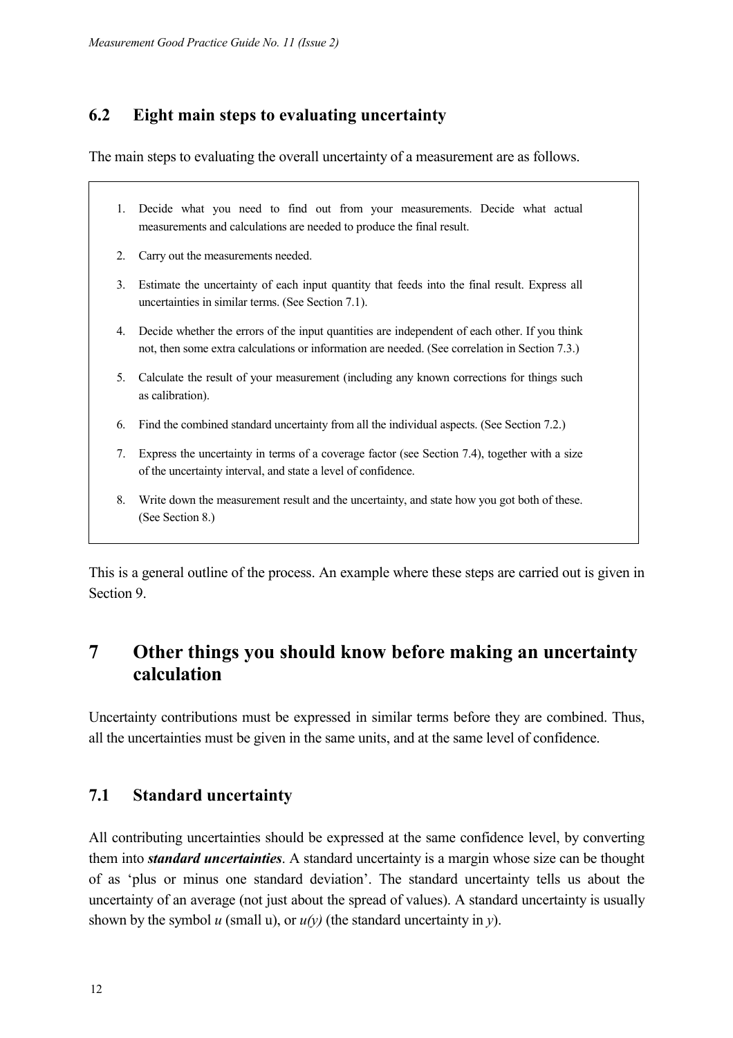## 6.2 Eight main steps to evaluating uncertainty

The main steps to evaluating the overall uncertainty of a measurement are as follows.

1. Decide what you need to find out from your measurements. Decide what actual measurements and calculations are needed to produce the final result.
2. Carry out the measurements needed.
3. Estimate the uncertainty of each input quantity that feeds into the final result. Express all uncertainties in similar terms. (See Section 7.1).
4. Decide whether the errors of the input quantities are independent of each other. If you think not, then some extra calculations or information are needed. (See correlation in Section 7.3.)
5. Calculate the result of your measurement (including any known corrections for things such as calibration).
6. Find the combined standard uncertainty from all the individual aspects. (See Section 7.2.)
7. Express the uncertainty in terms of a coverage factor (see Section 7.4), together with a size of the uncertainty interval, and state a level of confidence.
8. Write down the measurement result and the uncertainty, and state how you got both of these. (See Section 8.)

This is a general outline of the process. An example where these steps are carried out is given in Section 9.

# 7 Other things you should know before making an uncertainty calculation

Uncertainty contributions must be expressed in similar terms before they are combined. Thus, all the uncertainties must be given in the same units, and at the same level of confidence.

## 7.1 Standard uncertainty

All contributing uncertainties should be expressed at the same confidence level, by converting them into ***standard uncertainties***. A standard uncertainty is a margin whose size can be thought of as 'plus or minus one standard deviation'. The standard uncertainty tells us about the uncertainty of an average (not just about the spread of values). A standard uncertainty is usually shown by the symbol $u$ (small u), or $u(y)$ (the standard uncertainty in $y$).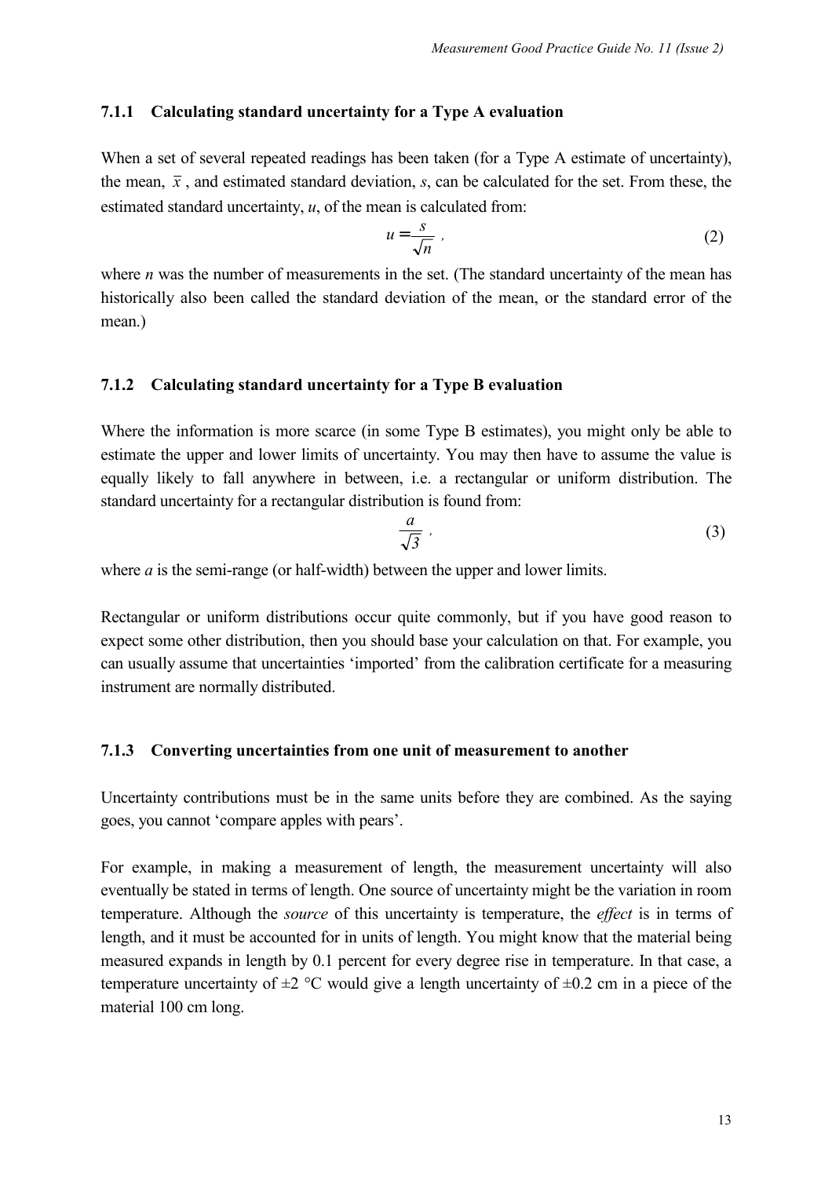### 7.1.1 Calculating standard uncertainty for a Type A evaluation

When a set of several repeated readings has been taken (for a Type A estimate of uncertainty), the mean, $\bar{x}$, and estimated standard deviation, $s$, can be calculated for the set. From these, the estimated standard uncertainty, $u$, of the mean is calculated from:

$$u = \frac{s}{\sqrt{n}} \ , \qquad (2)$$

where $n$ was the number of measurements in the set. (The standard uncertainty of the mean has historically also been called the standard deviation of the mean, or the standard error of the mean.)

### 7.1.2 Calculating standard uncertainty for a Type B evaluation

Where the information is more scarce (in some Type B estimates), you might only be able to estimate the upper and lower limits of uncertainty. You may then have to assume the value is equally likely to fall anywhere in between, i.e. a rectangular or uniform distribution. The standard uncertainty for a rectangular distribution is found from:

$$\frac{a}{\sqrt{3}} \ , \qquad (3)$$

where $a$ is the semi-range (or half-width) between the upper and lower limits.

Rectangular or uniform distributions occur quite commonly, but if you have good reason to expect some other distribution, then you should base your calculation on that. For example, you can usually assume that uncertainties 'imported' from the calibration certificate for a measuring instrument are normally distributed.

### 7.1.3 Converting uncertainties from one unit of measurement to another

Uncertainty contributions must be in the same units before they are combined. As the saying goes, you cannot 'compare apples with pears'.

For example, in making a measurement of length, the measurement uncertainty will also eventually be stated in terms of length. One source of uncertainty might be the variation in room temperature. Although the *source* of this uncertainty is temperature, the *effect* is in terms of length, and it must be accounted for in units of length. You might know that the material being measured expands in length by 0.1 percent for every degree rise in temperature. In that case, a temperature uncertainty of ±2 °C would give a length uncertainty of ±0.2 cm in a piece of the material 100 cm long.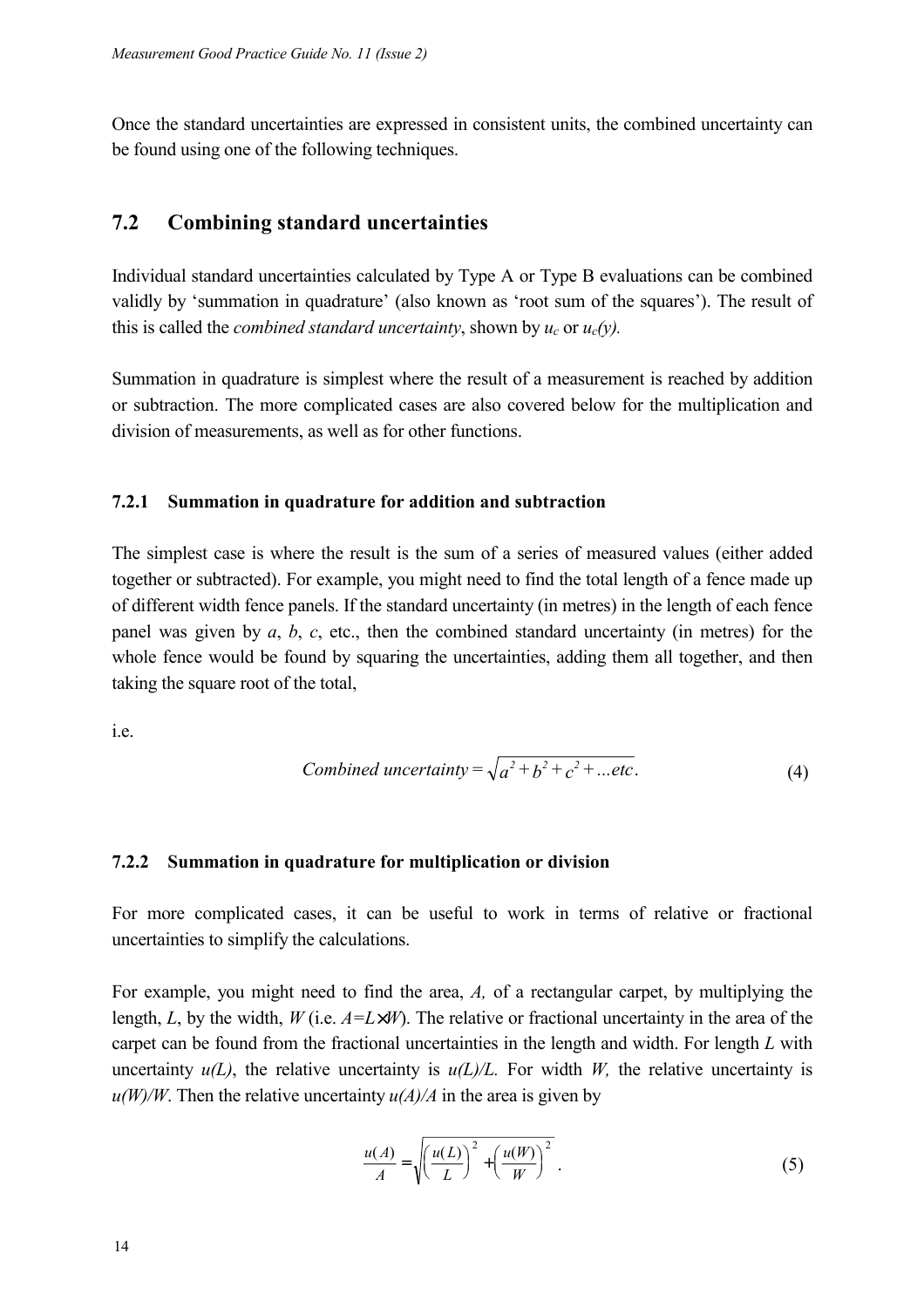Once the standard uncertainties are expressed in consistent units, the combined uncertainty can be found using one of the following techniques.

## 7.2 Combining standard uncertainties

Individual standard uncertainties calculated by Type A or Type B evaluations can be combined validly by 'summation in quadrature' (also known as 'root sum of the squares'). The result of this is called the *combined standard uncertainty*, shown by $u_c$ or $u_c(y)$.

Summation in quadrature is simplest where the result of a measurement is reached by addition or subtraction. The more complicated cases are also covered below for the multiplication and division of measurements, as well as for other functions.

### 7.2.1 Summation in quadrature for addition and subtraction

The simplest case is where the result is the sum of a series of measured values (either added together or subtracted). For example, you might need to find the total length of a fence made up of different width fence panels. If the standard uncertainty (in metres) in the length of each fence panel was given by $a$, $b$, $c$, etc., then the combined standard uncertainty (in metres) for the whole fence would be found by squaring the uncertainties, adding them all together, and then taking the square root of the total,

i.e.

$$Combined\ uncertainty = \sqrt{a^2 + b^2 + c^2 + ...etc}. \tag{4}$$

### 7.2.2 Summation in quadrature for multiplication or division

For more complicated cases, it can be useful to work in terms of relative or fractional uncertainties to simplify the calculations.

For example, you might need to find the area, $A$, of a rectangular carpet, by multiplying the length, $L$, by the width, $W$ (i.e. $A=L\times W$). The relative or fractional uncertainty in the area of the carpet can be found from the fractional uncertainties in the length and width. For length $L$ with uncertainty $u(L)$, the relative uncertainty is $u(L)/L$. For width $W$, the relative uncertainty is $u(W)/W$. Then the relative uncertainty $u(A)/A$ in the area is given by

$$\frac{u(A)}{A} = \sqrt{\left(\frac{u(L)}{L}\right)^2 + \left(\frac{u(W)}{W}\right)^2}\ . \tag{5}$$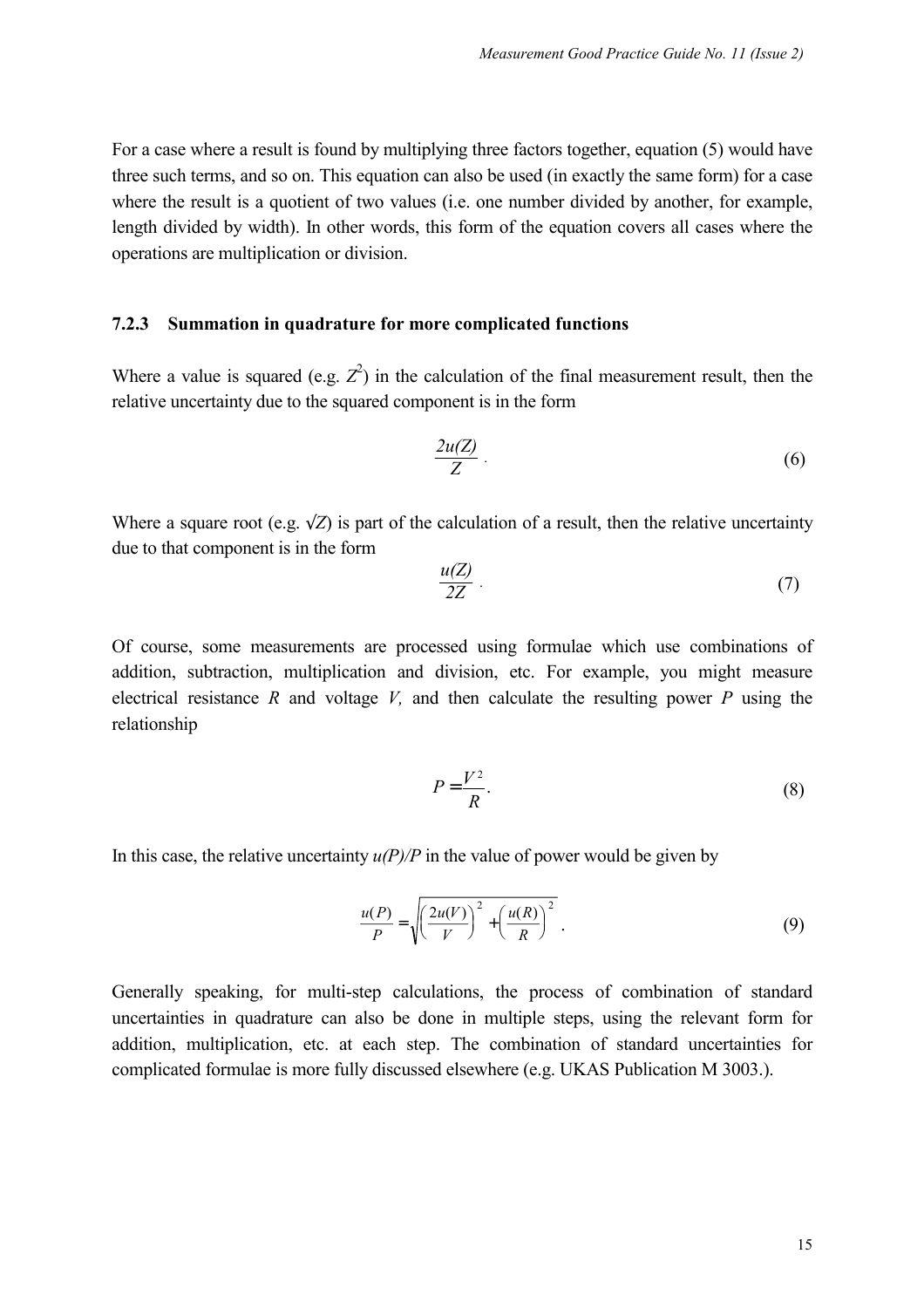For a case where a result is found by multiplying three factors together, equation (5) would have three such terms, and so on. This equation can also be used (in exactly the same form) for a case where the result is a quotient of two values (i.e. one number divided by another, for example, length divided by width). In other words, this form of the equation covers all cases where the operations are multiplication or division.

### 7.2.3 Summation in quadrature for more complicated functions

Where a value is squared (e.g. $Z^2$) in the calculation of the final measurement result, then the relative uncertainty due to the squared component is in the form

$$\frac{2u(Z)}{Z} \quad (6)$$

Where a square root (e.g. $\sqrt{Z}$) is part of the calculation of a result, then the relative uncertainty due to that component is in the form

$$\frac{u(Z)}{2Z} \quad (7)$$

Of course, some measurements are processed using formulae which use combinations of addition, subtraction, multiplication and division, etc. For example, you might measure electrical resistance $R$ and voltage $V$, and then calculate the resulting power $P$ using the relationship

$$P = \frac{V^2}{R}. \quad (8)$$

In this case, the relative uncertainty $u(P)/P$ in the value of power would be given by

$$\frac{u(P)}{P} = \sqrt{\left(\frac{2u(V)}{V}\right)^2 + \left(\frac{u(R)}{R}\right)^2}\,. \quad (9)$$

Generally speaking, for multi-step calculations, the process of combination of standard uncertainties in quadrature can also be done in multiple steps, using the relevant form for addition, multiplication, etc. at each step. The combination of standard uncertainties for complicated formulae is more fully discussed elsewhere (e.g. UKAS Publication M 3003.).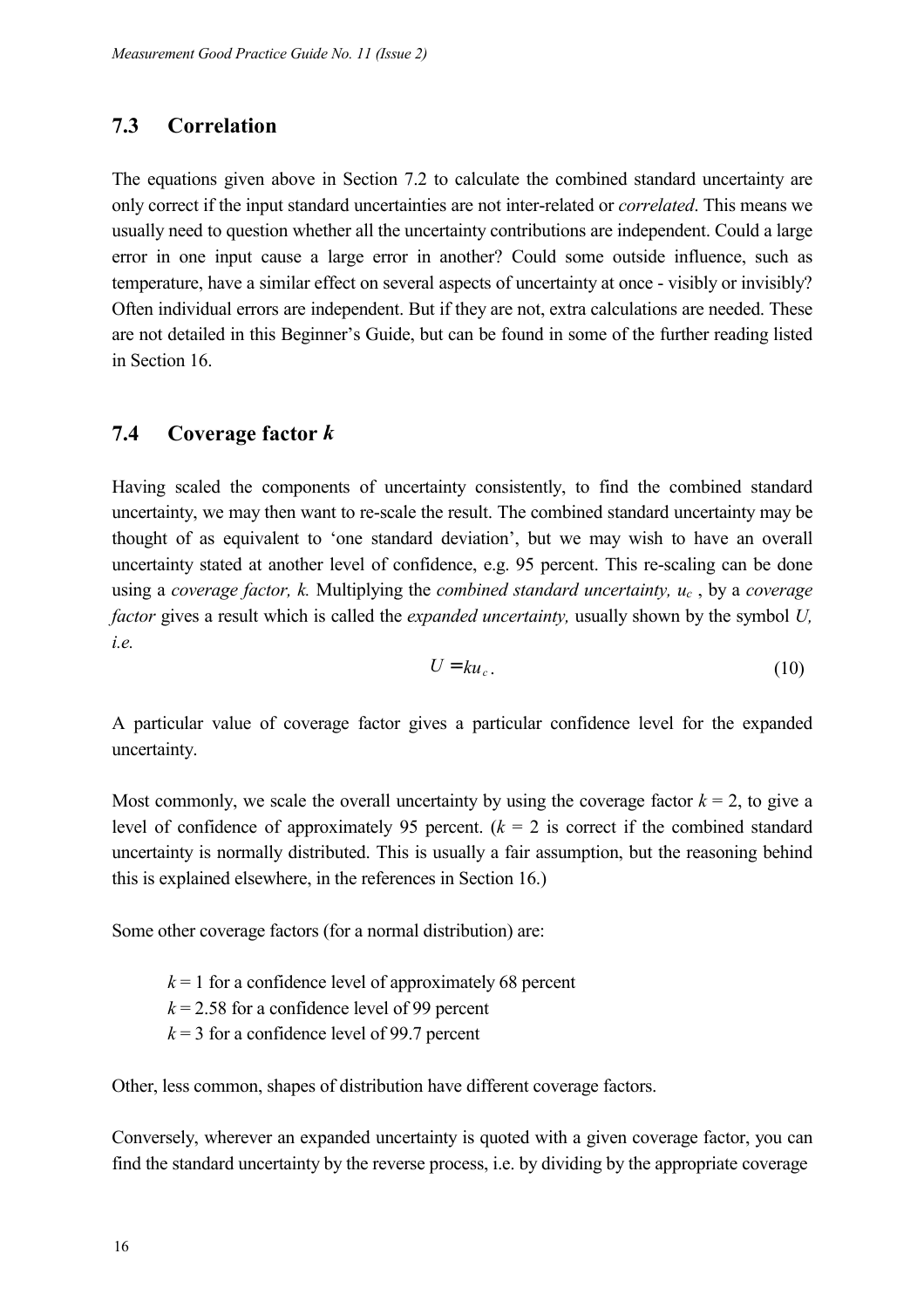## 7.3 Correlation

The equations given above in Section 7.2 to calculate the combined standard uncertainty are only correct if the input standard uncertainties are not inter-related or *correlated*. This means we usually need to question whether all the uncertainty contributions are independent. Could a large error in one input cause a large error in another? Could some outside influence, such as temperature, have a similar effect on several aspects of uncertainty at once - visibly or invisibly? Often individual errors are independent. But if they are not, extra calculations are needed. These are not detailed in this Beginner's Guide, but can be found in some of the further reading listed in Section 16.

## 7.4 Coverage factor *k*

Having scaled the components of uncertainty consistently, to find the combined standard uncertainty, we may then want to re-scale the result. The combined standard uncertainty may be thought of as equivalent to 'one standard deviation', but we may wish to have an overall uncertainty stated at another level of confidence, e.g. 95 percent. This re-scaling can be done using a *coverage factor, k.* Multiplying the *combined standard uncertainty, $u_c$* , by a *coverage factor* gives a result which is called the *expanded uncertainty,* usually shown by the symbol *U, i.e.*

$$U = ku_c. \tag{10}$$

A particular value of coverage factor gives a particular confidence level for the expanded uncertainty.

Most commonly, we scale the overall uncertainty by using the coverage factor $k = 2$, to give a level of confidence of approximately 95 percent. ($k = 2$ is correct if the combined standard uncertainty is normally distributed. This is usually a fair assumption, but the reasoning behind this is explained elsewhere, in the references in Section 16.)

Some other coverage factors (for a normal distribution) are:

$k = 1$ for a confidence level of approximately 68 percent
$k = 2.58$ for a confidence level of 99 percent
$k = 3$ for a confidence level of 99.7 percent

Other, less common, shapes of distribution have different coverage factors.

Conversely, wherever an expanded uncertainty is quoted with a given coverage factor, you can find the standard uncertainty by the reverse process, i.e. by dividing by the appropriate coverage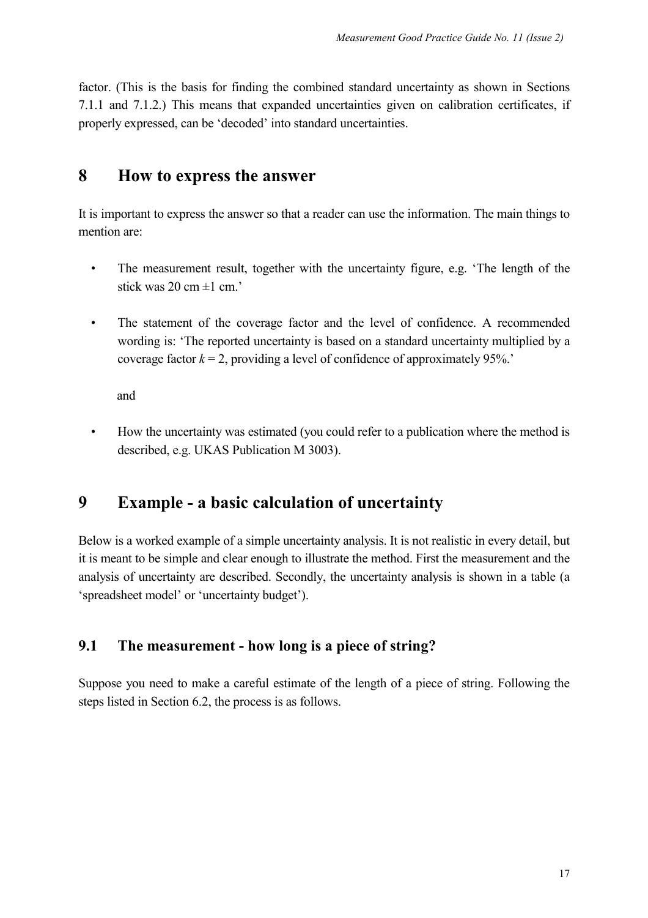factor. (This is the basis for finding the combined standard uncertainty as shown in Sections 7.1.1 and 7.1.2.) This means that expanded uncertainties given on calibration certificates, if properly expressed, can be 'decoded' into standard uncertainties.

# 8 How to express the answer

It is important to express the answer so that a reader can use the information. The main things to mention are:

- The measurement result, together with the uncertainty figure, e.g. 'The length of the stick was 20 cm ±1 cm.'

- The statement of the coverage factor and the level of confidence. A recommended wording is: 'The reported uncertainty is based on a standard uncertainty multiplied by a coverage factor $k = 2$, providing a level of confidence of approximately 95%.'

  and

- How the uncertainty was estimated (you could refer to a publication where the method is described, e.g. UKAS Publication M 3003).

# 9 Example - a basic calculation of uncertainty

Below is a worked example of a simple uncertainty analysis. It is not realistic in every detail, but it is meant to be simple and clear enough to illustrate the method. First the measurement and the analysis of uncertainty are described. Secondly, the uncertainty analysis is shown in a table (a 'spreadsheet model' or 'uncertainty budget').

## 9.1 The measurement - how long is a piece of string?

Suppose you need to make a careful estimate of the length of a piece of string. Following the steps listed in Section 6.2, the process is as follows.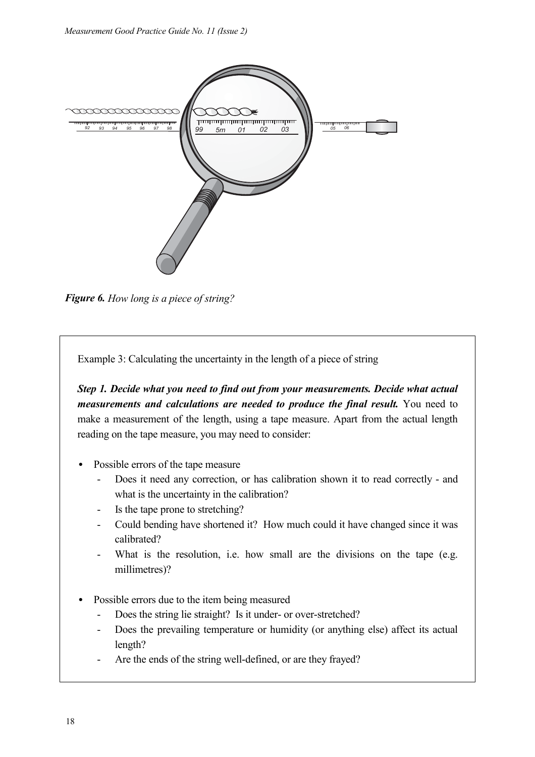*Figure 6. How long is a piece of string?*

Example 3: Calculating the uncertainty in the length of a piece of string

***Step 1. Decide what you need to find out from your measurements. Decide what actual measurements and calculations are needed to produce the final result.*** You need to make a measurement of the length, using a tape measure. Apart from the actual length reading on the tape measure, you may need to consider:

- Possible errors of the tape measure
  - Does it need any correction, or has calibration shown it to read correctly - and what is the uncertainty in the calibration?
  - Is the tape prone to stretching?
  - Could bending have shortened it? How much could it have changed since it was calibrated?
  - What is the resolution, i.e. how small are the divisions on the tape (e.g. millimetres)?
- Possible errors due to the item being measured
  - Does the string lie straight? Is it under- or over-stretched?
  - Does the prevailing temperature or humidity (or anything else) affect its actual length?
  - Are the ends of the string well-defined, or are they frayed?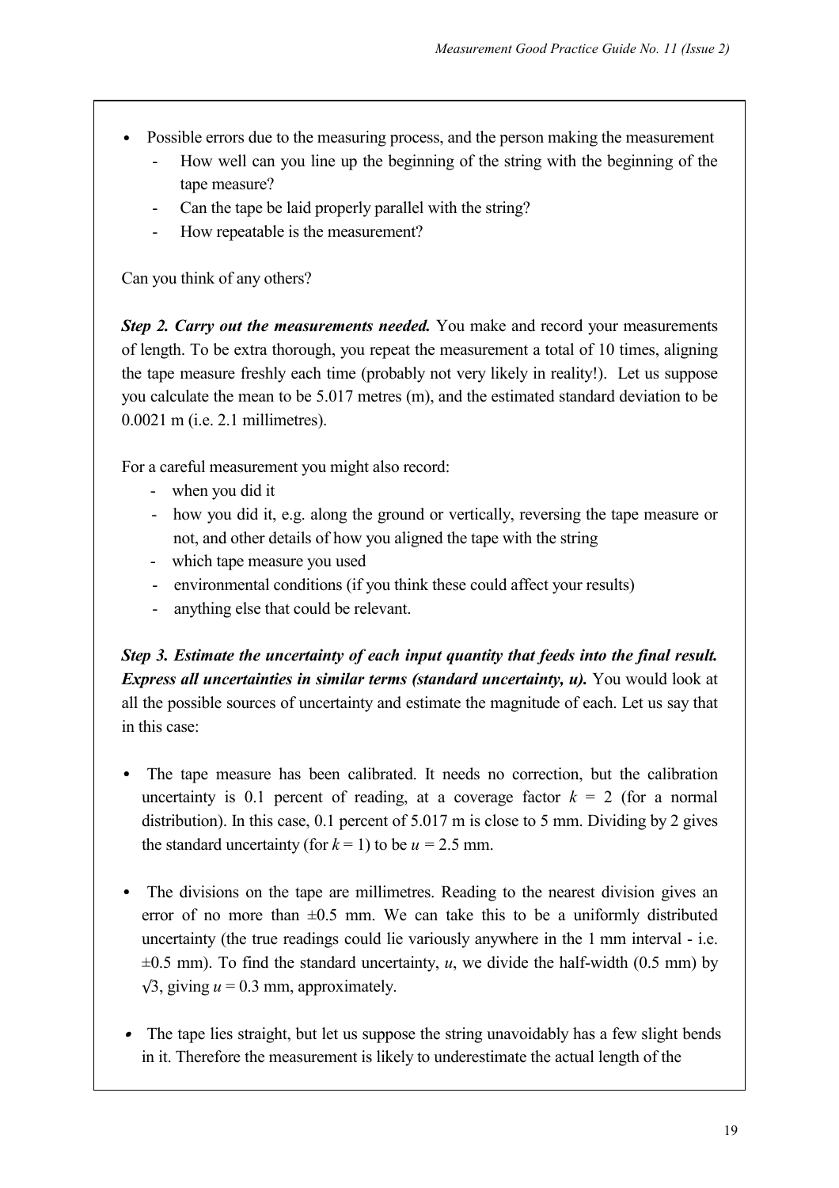- Possible errors due to the measuring process, and the person making the measurement
  - How well can you line up the beginning of the string with the beginning of the tape measure?
  - Can the tape be laid properly parallel with the string?
  - How repeatable is the measurement?

Can you think of any others?

***Step 2. Carry out the measurements needed.*** You make and record your measurements of length. To be extra thorough, you repeat the measurement a total of 10 times, aligning the tape measure freshly each time (probably not very likely in reality!). Let us suppose you calculate the mean to be 5.017 metres (m), and the estimated standard deviation to be 0.0021 m (i.e. 2.1 millimetres).

For a careful measurement you might also record:

- when you did it
- how you did it, e.g. along the ground or vertically, reversing the tape measure or not, and other details of how you aligned the tape with the string
- which tape measure you used
- environmental conditions (if you think these could affect your results)
- anything else that could be relevant.

***Step 3. Estimate the uncertainty of each input quantity that feeds into the final result. Express all uncertainties in similar terms (standard uncertainty, u).*** You would look at all the possible sources of uncertainty and estimate the magnitude of each. Let us say that in this case:

- The tape measure has been calibrated. It needs no correction, but the calibration uncertainty is 0.1 percent of reading, at a coverage factor $k = 2$ (for a normal distribution). In this case, 0.1 percent of 5.017 m is close to 5 mm. Dividing by 2 gives the standard uncertainty (for $k = 1$) to be $u = 2.5$ mm.

- The divisions on the tape are millimetres. Reading to the nearest division gives an error of no more than ±0.5 mm. We can take this to be a uniformly distributed uncertainty (the true readings could lie variously anywhere in the 1 mm interval - i.e. ±0.5 mm). To find the standard uncertainty, $u$, we divide the half-width (0.5 mm) by $\sqrt{3}$, giving $u = 0.3$ mm, approximately.

- The tape lies straight, but let us suppose the string unavoidably has a few slight bends in it. Therefore the measurement is likely to underestimate the actual length of the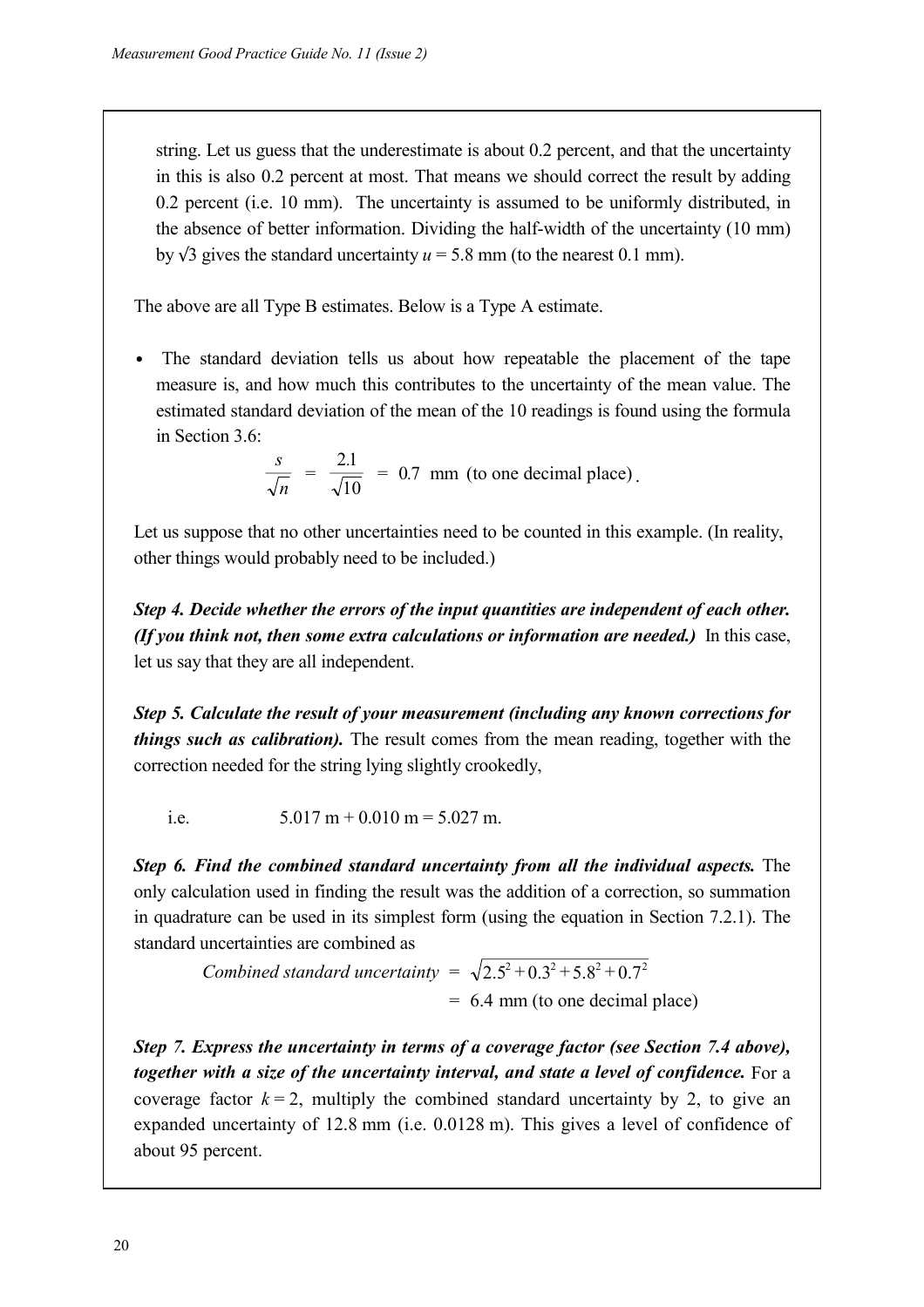string. Let us guess that the underestimate is about 0.2 percent, and that the uncertainty in this is also 0.2 percent at most. That means we should correct the result by adding 0.2 percent (i.e. 10 mm). The uncertainty is assumed to be uniformly distributed, in the absence of better information. Dividing the half-width of the uncertainty (10 mm) by √3 gives the standard uncertainty $u$ = 5.8 mm (to the nearest 0.1 mm).

The above are all Type B estimates. Below is a Type A estimate.

- The standard deviation tells us about how repeatable the placement of the tape measure is, and how much this contributes to the uncertainty of the mean value. The estimated standard deviation of the mean of the 10 readings is found using the formula in Section 3.6:

$$\frac{s}{\sqrt{n}} = \frac{2.1}{\sqrt{10}} = 0.7 \text{ mm (to one decimal place)}.$$

Let us suppose that no other uncertainties need to be counted in this example. (In reality, other things would probably need to be included.)

***Step 4. Decide whether the errors of the input quantities are independent of each other. (If you think not, then some extra calculations or information are needed.)*** In this case, let us say that they are all independent.

***Step 5. Calculate the result of your measurement (including any known corrections for things such as calibration).*** The result comes from the mean reading, together with the correction needed for the string lying slightly crookedly,

i.e. 5.017 m + 0.010 m = 5.027 m.

***Step 6. Find the combined standard uncertainty from all the individual aspects.*** The only calculation used in finding the result was the addition of a correction, so summation in quadrature can be used in its simplest form (using the equation in Section 7.2.1). The standard uncertainties are combined as

$$\textit{Combined standard uncertainty} = \sqrt{2.5^2 + 0.3^2 + 5.8^2 + 0.7^2}$$
$$= 6.4 \text{ mm (to one decimal place)}$$

***Step 7. Express the uncertainty in terms of a coverage factor (see Section 7.4 above), together with a size of the uncertainty interval, and state a level of confidence.*** For a coverage factor $k = 2$, multiply the combined standard uncertainty by 2, to give an expanded uncertainty of 12.8 mm (i.e. 0.0128 m). This gives a level of confidence of about 95 percent.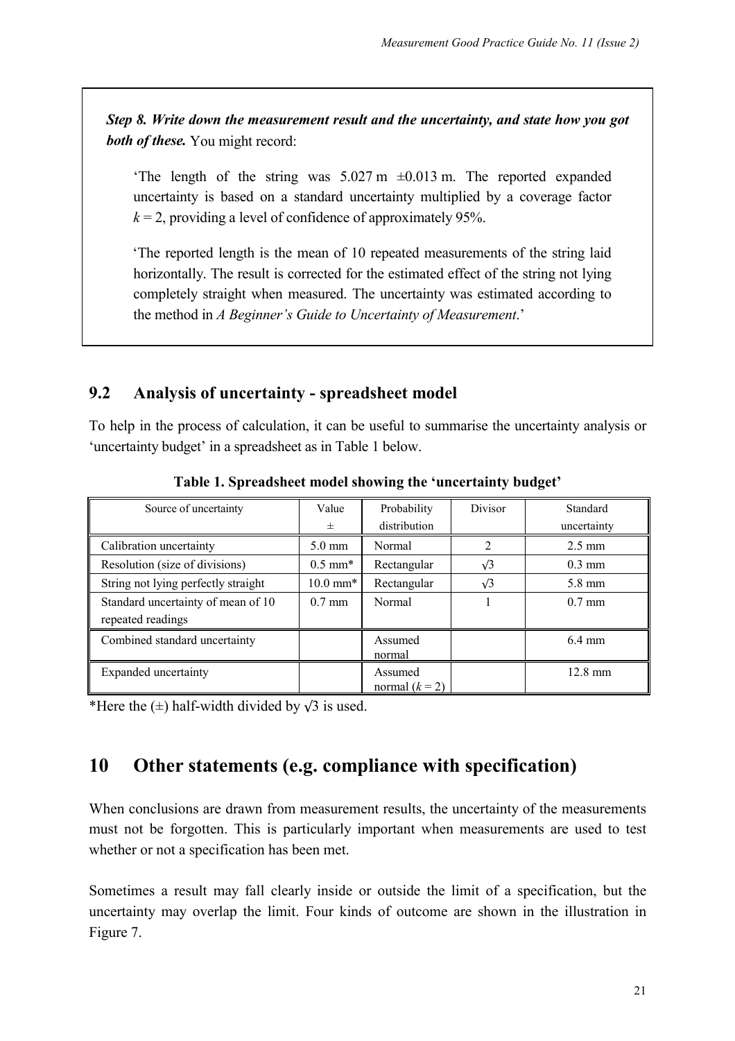*Step 8. Write down the measurement result and the uncertainty, and state how you got both of these.* You might record:

> 'The length of the string was 5.027 m ±0.013 m. The reported expanded uncertainty is based on a standard uncertainty multiplied by a coverage factor $k = 2$, providing a level of confidence of approximately 95%.
>
> 'The reported length is the mean of 10 repeated measurements of the string laid horizontally. The result is corrected for the estimated effect of the string not lying completely straight when measured. The uncertainty was estimated according to the method in *A Beginner's Guide to Uncertainty of Measurement*.'

## 9.2 Analysis of uncertainty - spreadsheet model

To help in the process of calculation, it can be useful to summarise the uncertainty analysis or 'uncertainty budget' in a spreadsheet as in Table 1 below.

**Table 1. Spreadsheet model showing the 'uncertainty budget'**

| Source of uncertainty | Value ± | Probability distribution | Divisor | Standard uncertainty |
|---|---|---|---|---|
| Calibration uncertainty | 5.0 mm | Normal | 2 | 2.5 mm |
| Resolution (size of divisions) | 0.5 mm* | Rectangular | √3 | 0.3 mm |
| String not lying perfectly straight | 10.0 mm* | Rectangular | √3 | 5.8 mm |
| Standard uncertainty of mean of 10 repeated readings | 0.7 mm | Normal | 1 | 0.7 mm |
| Combined standard uncertainty | | Assumed normal | | 6.4 mm |
| Expanded uncertainty | | Assumed normal ($k = 2$) | | 12.8 mm |

*Here the (±) half-width divided by √3 is used.

# 10 Other statements (e.g. compliance with specification)

When conclusions are drawn from measurement results, the uncertainty of the measurements must not be forgotten. This is particularly important when measurements are used to test whether or not a specification has been met.

Sometimes a result may fall clearly inside or outside the limit of a specification, but the uncertainty may overlap the limit. Four kinds of outcome are shown in the illustration in Figure 7.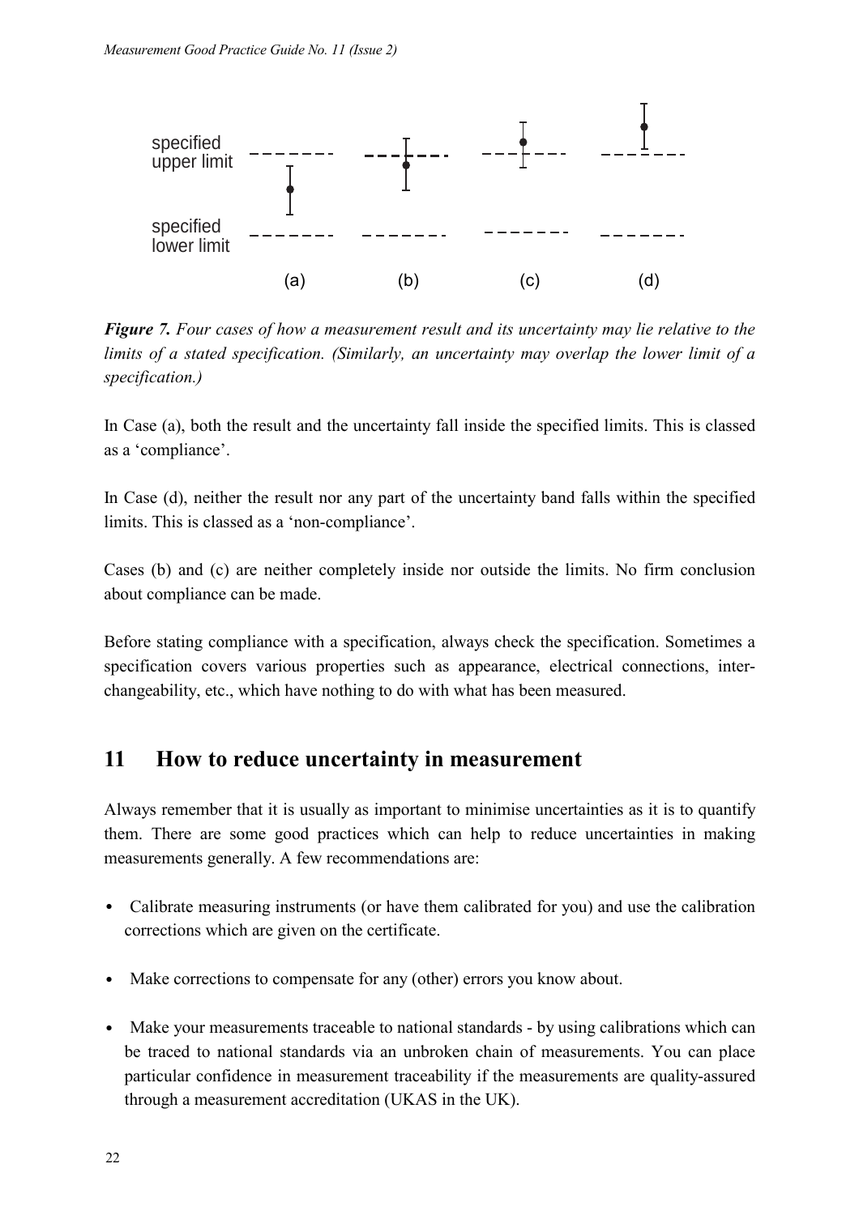*Figure 7. Four cases of how a measurement result and its uncertainty may lie relative to the limits of a stated specification. (Similarly, an uncertainty may overlap the lower limit of a specification.)*

In Case (a), both the result and the uncertainty fall inside the specified limits. This is classed as a 'compliance'.

In Case (d), neither the result nor any part of the uncertainty band falls within the specified limits. This is classed as a 'non-compliance'.

Cases (b) and (c) are neither completely inside nor outside the limits. No firm conclusion about compliance can be made.

Before stating compliance with a specification, always check the specification. Sometimes a specification covers various properties such as appearance, electrical connections, inter-changeability, etc., which have nothing to do with what has been measured.

## 11 How to reduce uncertainty in measurement

Always remember that it is usually as important to minimise uncertainties as it is to quantify them. There are some good practices which can help to reduce uncertainties in making measurements generally. A few recommendations are:

- Calibrate measuring instruments (or have them calibrated for you) and use the calibration corrections which are given on the certificate.
- Make corrections to compensate for any (other) errors you know about.
- Make your measurements traceable to national standards - by using calibrations which can be traced to national standards via an unbroken chain of measurements. You can place particular confidence in measurement traceability if the measurements are quality-assured through a measurement accreditation (UKAS in the UK).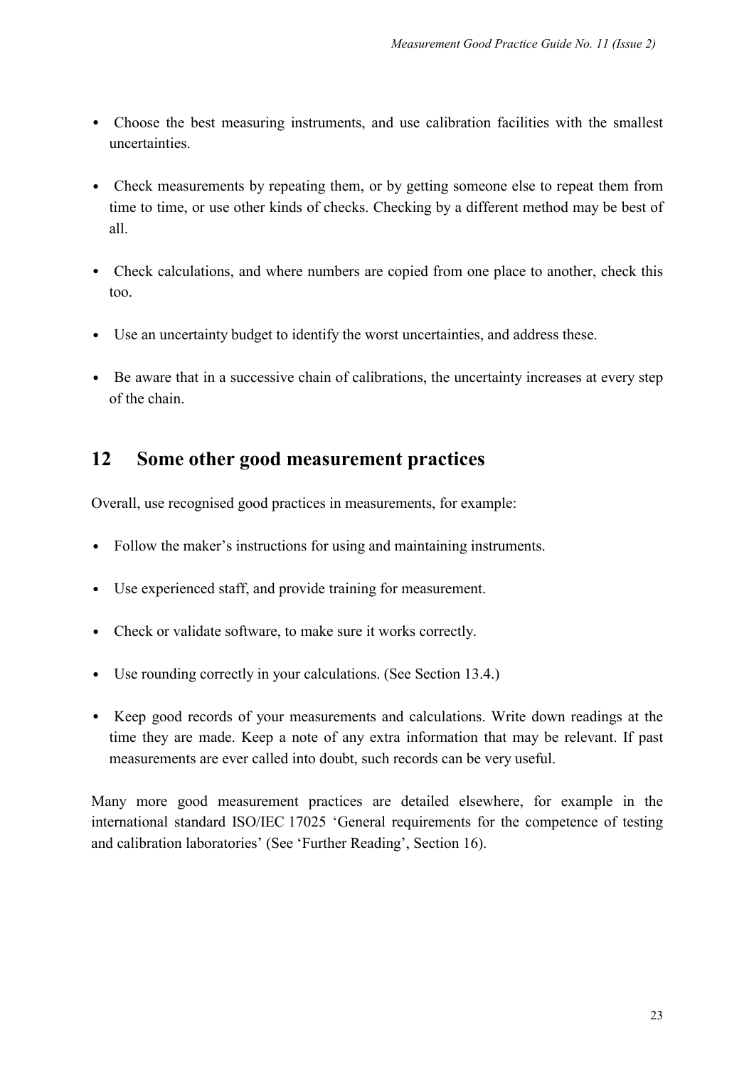- Choose the best measuring instruments, and use calibration facilities with the smallest uncertainties.

- Check measurements by repeating them, or by getting someone else to repeat them from time to time, or use other kinds of checks. Checking by a different method may be best of all.

- Check calculations, and where numbers are copied from one place to another, check this too.

- Use an uncertainty budget to identify the worst uncertainties, and address these.

- Be aware that in a successive chain of calibrations, the uncertainty increases at every step of the chain.

## 12 Some other good measurement practices

Overall, use recognised good practices in measurements, for example:

- Follow the maker's instructions for using and maintaining instruments.

- Use experienced staff, and provide training for measurement.

- Check or validate software, to make sure it works correctly.

- Use rounding correctly in your calculations. (See Section 13.4.)

- Keep good records of your measurements and calculations. Write down readings at the time they are made. Keep a note of any extra information that may be relevant. If past measurements are ever called into doubt, such records can be very useful.

Many more good measurement practices are detailed elsewhere, for example in the international standard ISO/IEC 17025 'General requirements for the competence of testing and calibration laboratories' (See 'Further Reading', Section 16).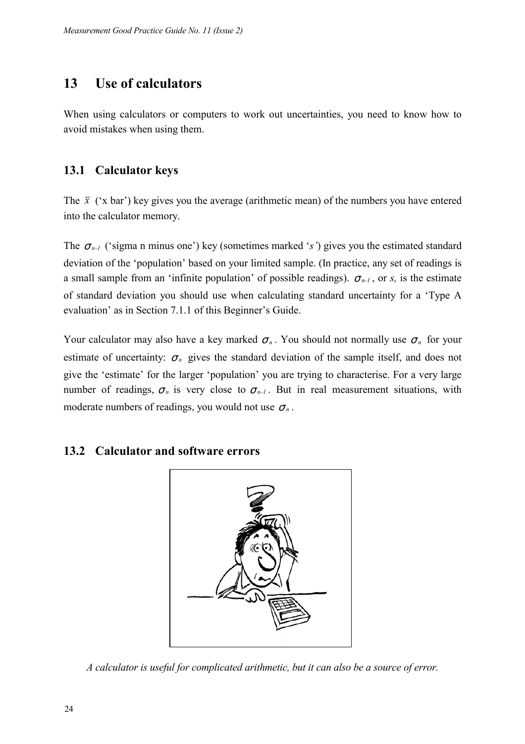## 13 Use of calculators

When using calculators or computers to work out uncertainties, you need to know how to avoid mistakes when using them.

### 13.1 Calculator keys

The $\bar{x}$ ('x bar') key gives you the average (arithmetic mean) of the numbers you have entered into the calculator memory.

The $\sigma_{n-1}$ ('sigma n minus one') key (sometimes marked '*s*') gives you the estimated standard deviation of the 'population' based on your limited sample. (In practice, any set of readings is a small sample from an 'infinite population' of possible readings). $\sigma_{n-1}$, or *s,* is the estimate of standard deviation you should use when calculating standard uncertainty for a 'Type A evaluation' as in Section 7.1.1 of this Beginner's Guide.

Your calculator may also have a key marked $\sigma_n$. You should not normally use $\sigma_n$ for your estimate of uncertainty: $\sigma_n$ gives the standard deviation of the sample itself, and does not give the 'estimate' for the larger 'population' you are trying to characterise. For a very large number of readings, $\sigma_n$ is very close to $\sigma_{n-1}$. But in real measurement situations, with moderate numbers of readings, you would not use $\sigma_n$.

### 13.2 Calculator and software errors

*A calculator is useful for complicated arithmetic, but it can also be a source of error.*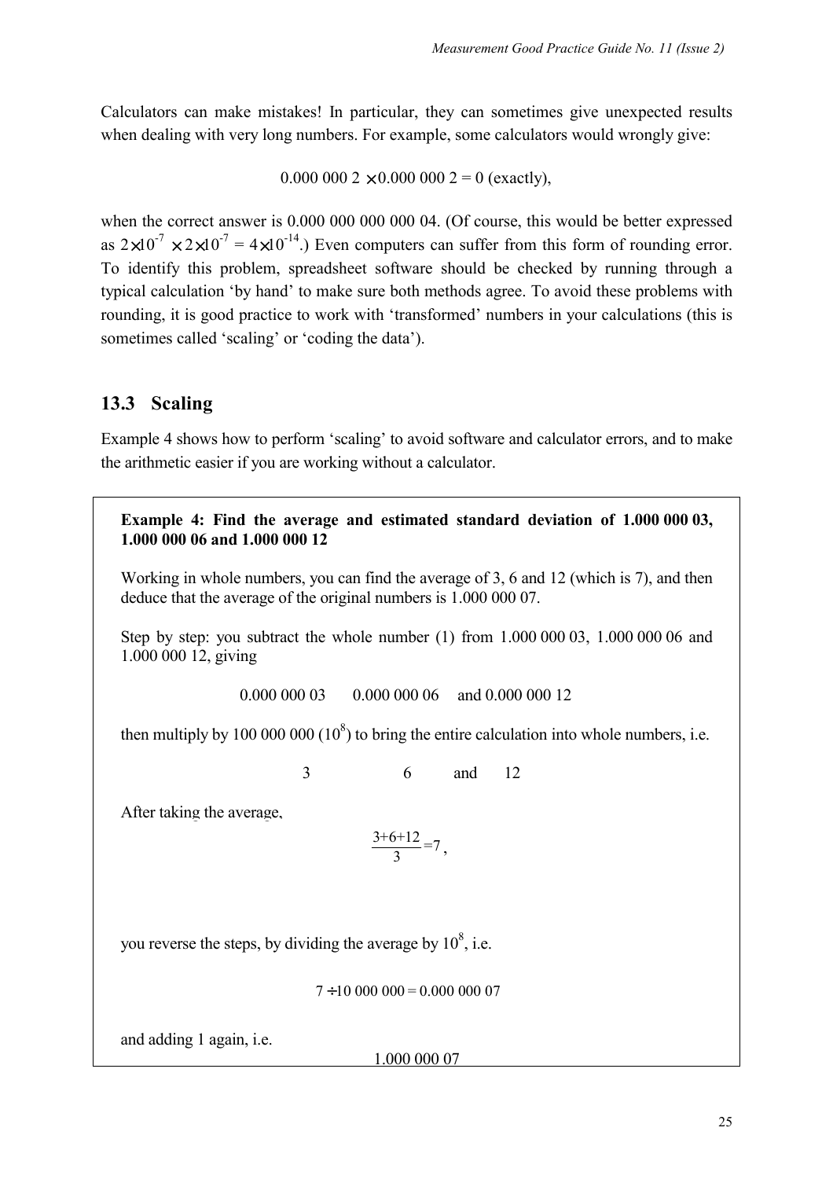Calculators can make mistakes! In particular, they can sometimes give unexpected results when dealing with very long numbers. For example, some calculators would wrongly give:

$$0.000\,000\,2 \times 0.000\,000\,2 = 0 \text{ (exactly)},$$

when the correct answer is 0.000 000 000 000 04. (Of course, this would be better expressed as $2\times10^{-7} \times 2\times10^{-7} = 4\times10^{-14}$.) Even computers can suffer from this form of rounding error. To identify this problem, spreadsheet software should be checked by running through a typical calculation 'by hand' to make sure both methods agree. To avoid these problems with rounding, it is good practice to work with 'transformed' numbers in your calculations (this is sometimes called 'scaling' or 'coding the data').

## 13.3 Scaling

Example 4 shows how to perform 'scaling' to avoid software and calculator errors, and to make the arithmetic easier if you are working without a calculator.

**Example 4: Find the average and estimated standard deviation of 1.000 000 03, 1.000 000 06 and 1.000 000 12**

Working in whole numbers, you can find the average of 3, 6 and 12 (which is 7), and then deduce that the average of the original numbers is 1.000 000 07.

Step by step: you subtract the whole number (1) from 1.000 000 03, 1.000 000 06 and 1.000 000 12, giving

0.000 000 03    0.000 000 06    and 0.000 000 12

then multiply by 100 000 000 ($10^8$) to bring the entire calculation into whole numbers, i.e.

3    6    and    12

After taking the average,

$$\frac{3+6+12}{3} = 7,$$

you reverse the steps, by dividing the average by $10^8$, i.e.

$$7 \div 10\,000\,000 = 0.000\,000\,07$$

and adding 1 again, i.e.

1.000 000 07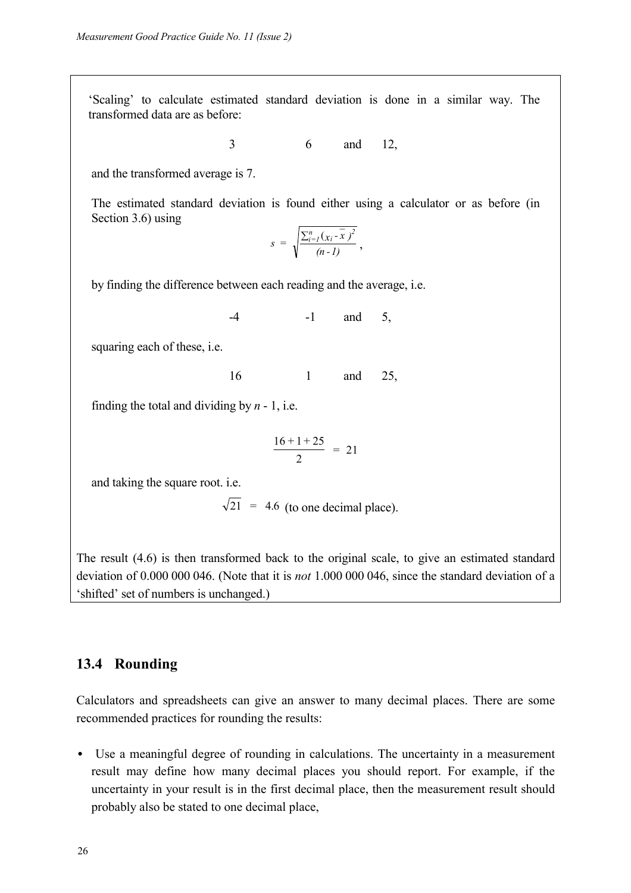'Scaling' to calculate estimated standard deviation is done in a similar way. The transformed data are as before:

3 6 and 12,

and the transformed average is 7.

The estimated standard deviation is found either using a calculator or as before (in Section 3.6) using

$$s = \sqrt{\frac{\sum_{i=1}^{n}(x_i - \bar{x})^2}{(n-1)}},$$

by finding the difference between each reading and the average, i.e.

-4 -1 and 5,

squaring each of these, i.e.

16 1 and 25,

finding the total and dividing by $n$ - 1, i.e.

$$\frac{16+1+25}{2} = 21$$

and taking the square root. i.e.

$$\sqrt{21} = 4.6 \text{ (to one decimal place).}$$

The result (4.6) is then transformed back to the original scale, to give an estimated standard deviation of 0.000 000 046. (Note that it is *not* 1.000 000 046, since the standard deviation of a 'shifted' set of numbers is unchanged.)

## 13.4 Rounding

Calculators and spreadsheets can give an answer to many decimal places. There are some recommended practices for rounding the results:

- Use a meaningful degree of rounding in calculations. The uncertainty in a measurement result may define how many decimal places you should report. For example, if the uncertainty in your result is in the first decimal place, then the measurement result should probably also be stated to one decimal place,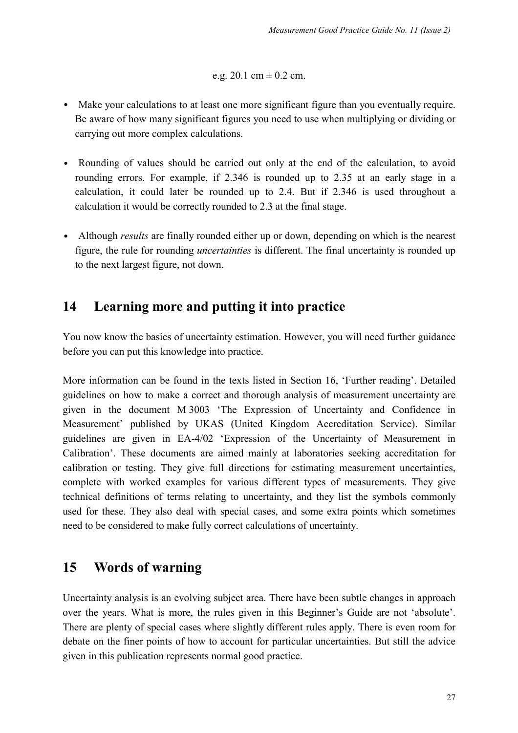e.g. 20.1 cm ± 0.2 cm.

- Make your calculations to at least one more significant figure than you eventually require. Be aware of how many significant figures you need to use when multiplying or dividing or carrying out more complex calculations.

- Rounding of values should be carried out only at the end of the calculation, to avoid rounding errors. For example, if 2.346 is rounded up to 2.35 at an early stage in a calculation, it could later be rounded up to 2.4. But if 2.346 is used throughout a calculation it would be correctly rounded to 2.3 at the final stage.

- Although *results* are finally rounded either up or down, depending on which is the nearest figure, the rule for rounding *uncertainties* is different. The final uncertainty is rounded up to the next largest figure, not down.

## 14 Learning more and putting it into practice

You now know the basics of uncertainty estimation. However, you will need further guidance before you can put this knowledge into practice.

More information can be found in the texts listed in Section 16, 'Further reading'. Detailed guidelines on how to make a correct and thorough analysis of measurement uncertainty are given in the document M 3003 'The Expression of Uncertainty and Confidence in Measurement' published by UKAS (United Kingdom Accreditation Service). Similar guidelines are given in EA-4/02 'Expression of the Uncertainty of Measurement in Calibration'. These documents are aimed mainly at laboratories seeking accreditation for calibration or testing. They give full directions for estimating measurement uncertainties, complete with worked examples for various different types of measurements. They give technical definitions of terms relating to uncertainty, and they list the symbols commonly used for these. They also deal with special cases, and some extra points which sometimes need to be considered to make fully correct calculations of uncertainty.

## 15 Words of warning

Uncertainty analysis is an evolving subject area. There have been subtle changes in approach over the years. What is more, the rules given in this Beginner's Guide are not 'absolute'. There are plenty of special cases where slightly different rules apply. There is even room for debate on the finer points of how to account for particular uncertainties. But still the advice given in this publication represents normal good practice.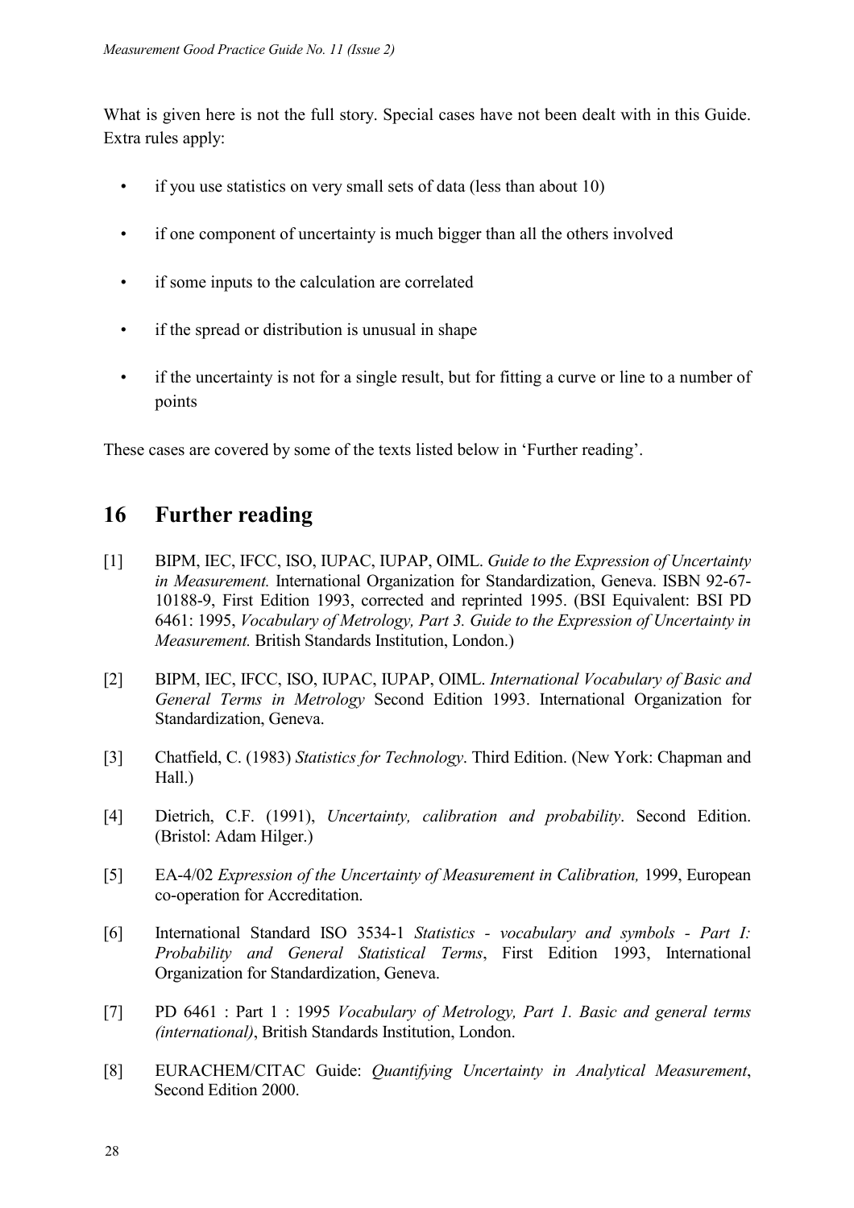What is given here is not the full story. Special cases have not been dealt with in this Guide. Extra rules apply:

- if you use statistics on very small sets of data (less than about 10)
- if one component of uncertainty is much bigger than all the others involved
- if some inputs to the calculation are correlated
- if the spread or distribution is unusual in shape
- if the uncertainty is not for a single result, but for fitting a curve or line to a number of points

These cases are covered by some of the texts listed below in 'Further reading'.

## 16 Further reading

[1] BIPM, IEC, IFCC, ISO, IUPAC, IUPAP, OIML. *Guide to the Expression of Uncertainty in Measurement.* International Organization for Standardization, Geneva. ISBN 92-67-10188-9, First Edition 1993, corrected and reprinted 1995. (BSI Equivalent: BSI PD 6461: 1995, *Vocabulary of Metrology, Part 3. Guide to the Expression of Uncertainty in Measurement.* British Standards Institution, London.)

[2] BIPM, IEC, IFCC, ISO, IUPAC, IUPAP, OIML. *International Vocabulary of Basic and General Terms in Metrology* Second Edition 1993. International Organization for Standardization, Geneva.

[3] Chatfield, C. (1983) *Statistics for Technology*. Third Edition. (New York: Chapman and Hall.)

[4] Dietrich, C.F. (1991), *Uncertainty, calibration and probability*. Second Edition. (Bristol: Adam Hilger.)

[5] EA-4/02 *Expression of the Uncertainty of Measurement in Calibration,* 1999, European co-operation for Accreditation.

[6] International Standard ISO 3534-1 *Statistics - vocabulary and symbols - Part I: Probability and General Statistical Terms*, First Edition 1993, International Organization for Standardization, Geneva.

[7] PD 6461 : Part 1 : 1995 *Vocabulary of Metrology, Part 1. Basic and general terms (international)*, British Standards Institution, London.

[8] EURACHEM/CITAC Guide: *Quantifying Uncertainty in Analytical Measurement*, Second Edition 2000.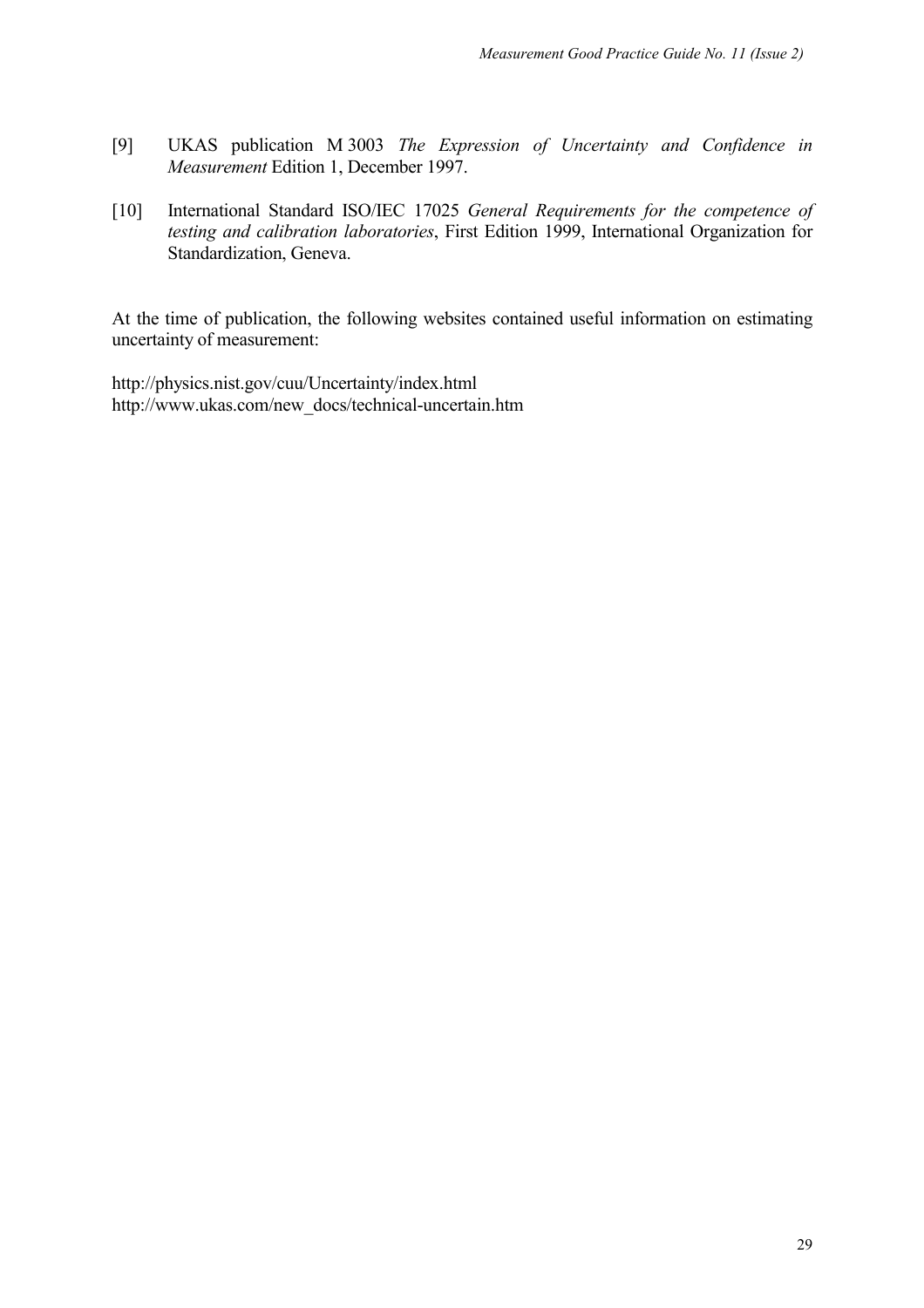[9] UKAS publication M 3003 *The Expression of Uncertainty and Confidence in Measurement* Edition 1, December 1997.

[10] International Standard ISO/IEC 17025 *General Requirements for the competence of testing and calibration laboratories*, First Edition 1999, International Organization for Standardization, Geneva.

At the time of publication, the following websites contained useful information on estimating uncertainty of measurement:

http://physics.nist.gov/cuu/Uncertainty/index.html
http://www.ukas.com/new_docs/technical-uncertain.htm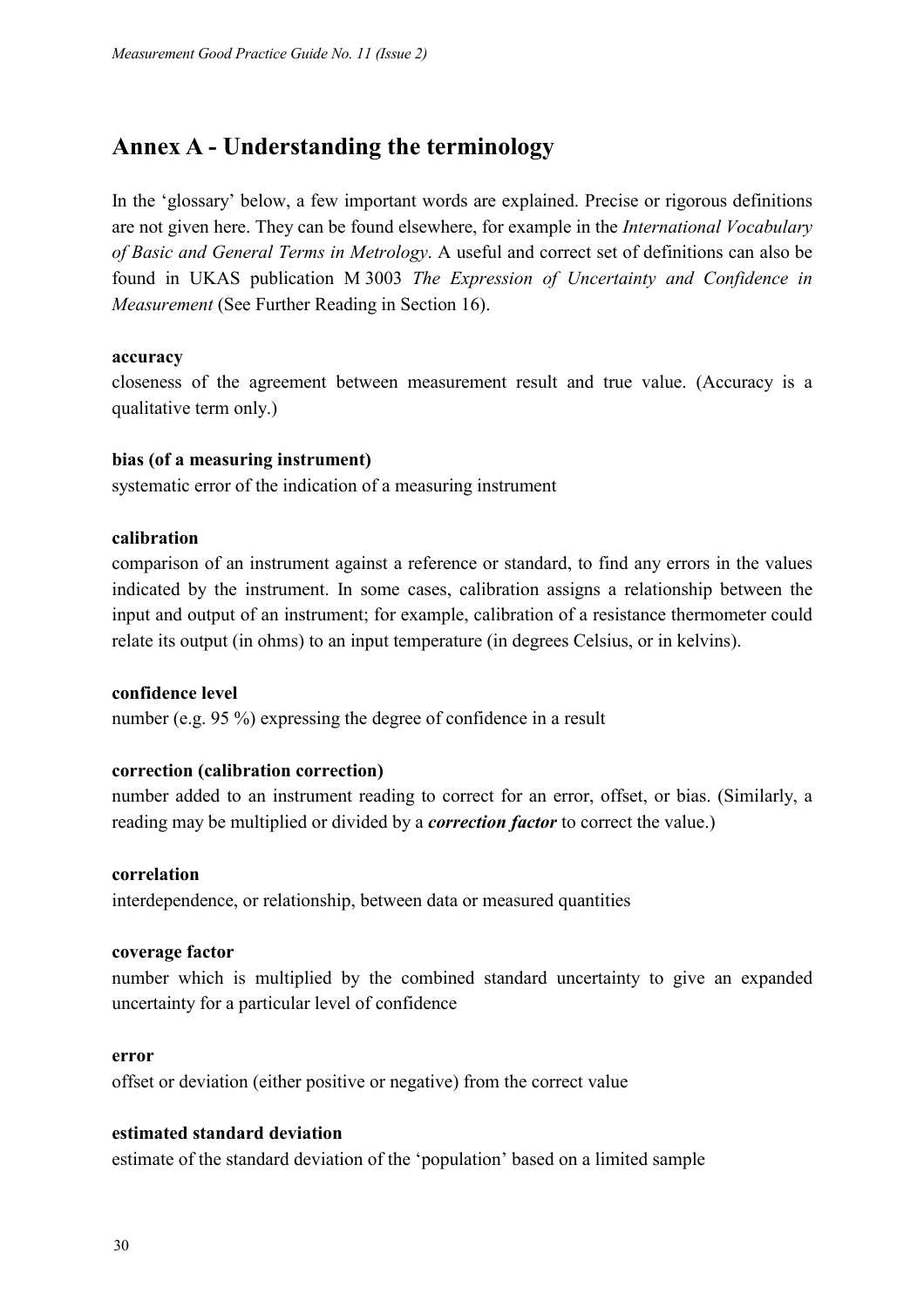## Annex A - Understanding the terminology

In the 'glossary' below, a few important words are explained. Precise or rigorous definitions are not given here. They can be found elsewhere, for example in the *International Vocabulary of Basic and General Terms in Metrology*. A useful and correct set of definitions can also be found in UKAS publication M 3003 *The Expression of Uncertainty and Confidence in Measurement* (See Further Reading in Section 16).

**accuracy**
closeness of the agreement between measurement result and true value. (Accuracy is a qualitative term only.)

**bias (of a measuring instrument)**
systematic error of the indication of a measuring instrument

**calibration**
comparison of an instrument against a reference or standard, to find any errors in the values indicated by the instrument. In some cases, calibration assigns a relationship between the input and output of an instrument; for example, calibration of a resistance thermometer could relate its output (in ohms) to an input temperature (in degrees Celsius, or in kelvins).

**confidence level**
number (e.g. 95 %) expressing the degree of confidence in a result

**correction (calibration correction)**
number added to an instrument reading to correct for an error, offset, or bias. (Similarly, a reading may be multiplied or divided by a ***correction factor*** to correct the value.)

**correlation**
interdependence, or relationship, between data or measured quantities

**coverage factor**
number which is multiplied by the combined standard uncertainty to give an expanded uncertainty for a particular level of confidence

**error**
offset or deviation (either positive or negative) from the correct value

**estimated standard deviation**
estimate of the standard deviation of the 'population' based on a limited sample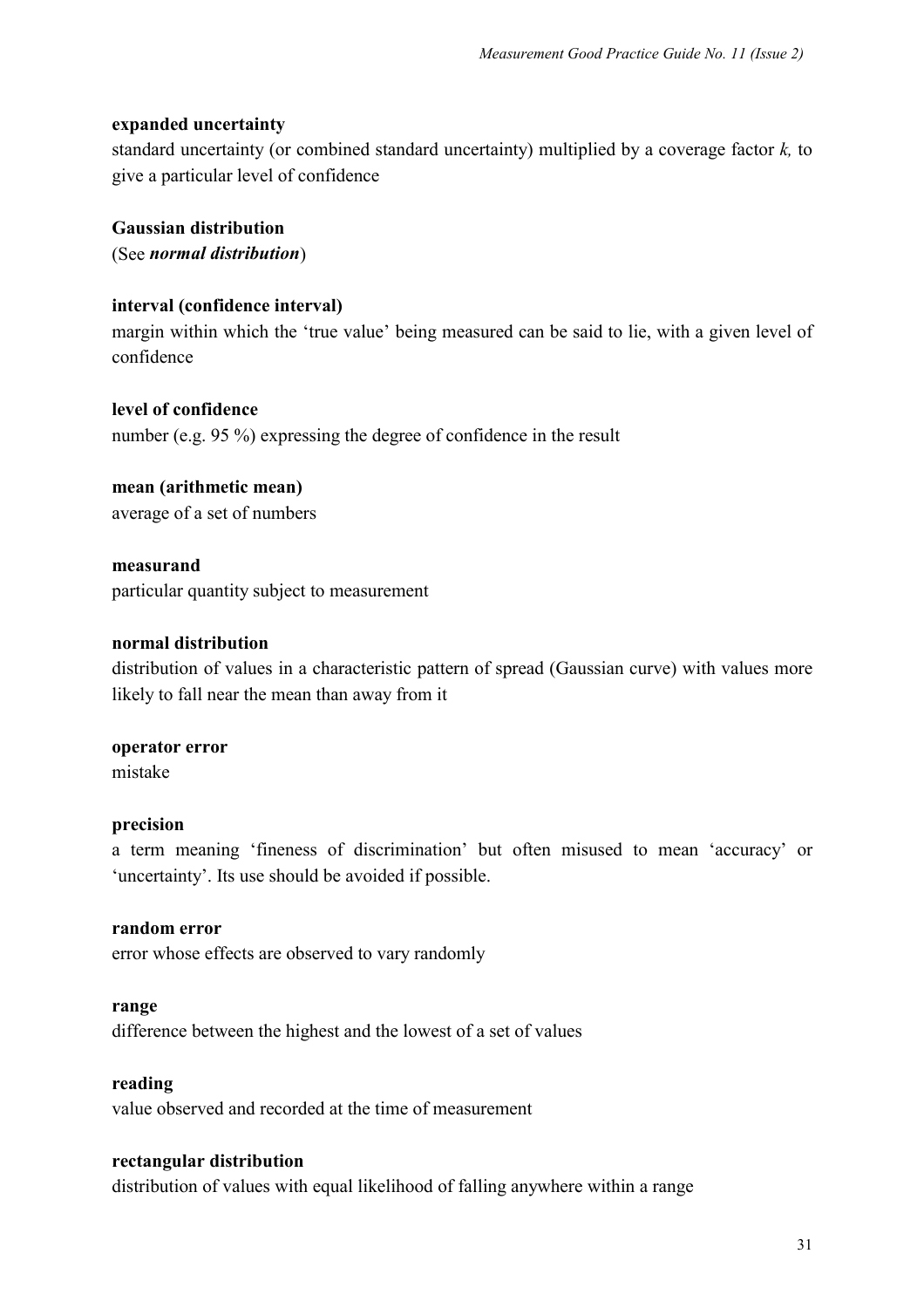**expanded uncertainty**
standard uncertainty (or combined standard uncertainty) multiplied by a coverage factor *k,* to give a particular level of confidence

**Gaussian distribution**
(See ***normal distribution***)

**interval (confidence interval)**
margin within which the 'true value' being measured can be said to lie, with a given level of confidence

**level of confidence**
number (e.g. 95 %) expressing the degree of confidence in the result

**mean (arithmetic mean)**
average of a set of numbers

**measurand**
particular quantity subject to measurement

**normal distribution**
distribution of values in a characteristic pattern of spread (Gaussian curve) with values more likely to fall near the mean than away from it

**operator error**
mistake

**precision**
a term meaning 'fineness of discrimination' but often misused to mean 'accuracy' or 'uncertainty'. Its use should be avoided if possible.

**random error**
error whose effects are observed to vary randomly

**range**
difference between the highest and the lowest of a set of values

**reading**
value observed and recorded at the time of measurement

**rectangular distribution**
distribution of values with equal likelihood of falling anywhere within a range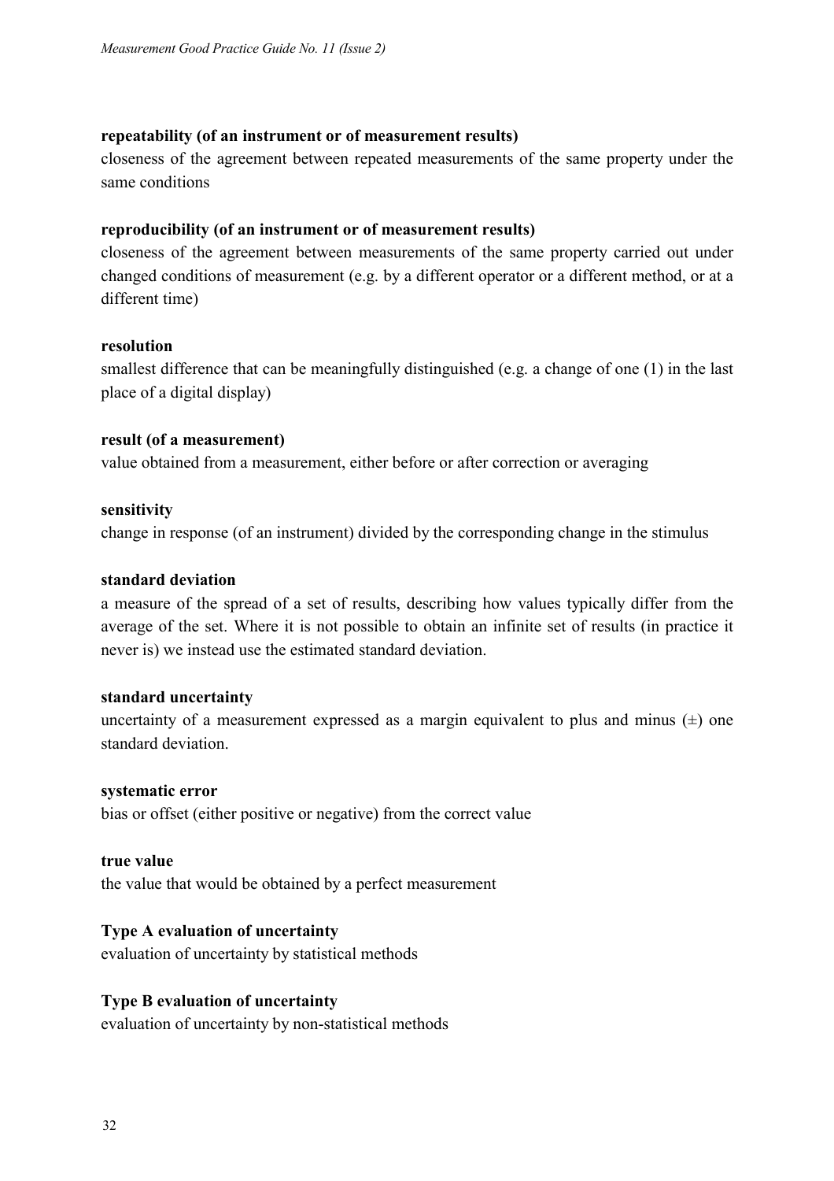**repeatability (of an instrument or of measurement results)**
closeness of the agreement between repeated measurements of the same property under the same conditions

**reproducibility (of an instrument or of measurement results)**
closeness of the agreement between measurements of the same property carried out under changed conditions of measurement (e.g. by a different operator or a different method, or at a different time)

**resolution**
smallest difference that can be meaningfully distinguished (e.g. a change of one (1) in the last place of a digital display)

**result (of a measurement)**
value obtained from a measurement, either before or after correction or averaging

**sensitivity**
change in response (of an instrument) divided by the corresponding change in the stimulus

**standard deviation**
a measure of the spread of a set of results, describing how values typically differ from the average of the set. Where it is not possible to obtain an infinite set of results (in practice it never is) we instead use the estimated standard deviation.

**standard uncertainty**
uncertainty of a measurement expressed as a margin equivalent to plus and minus (±) one standard deviation.

**systematic error**
bias or offset (either positive or negative) from the correct value

**true value**
the value that would be obtained by a perfect measurement

**Type A evaluation of uncertainty**
evaluation of uncertainty by statistical methods

**Type B evaluation of uncertainty**
evaluation of uncertainty by non-statistical methods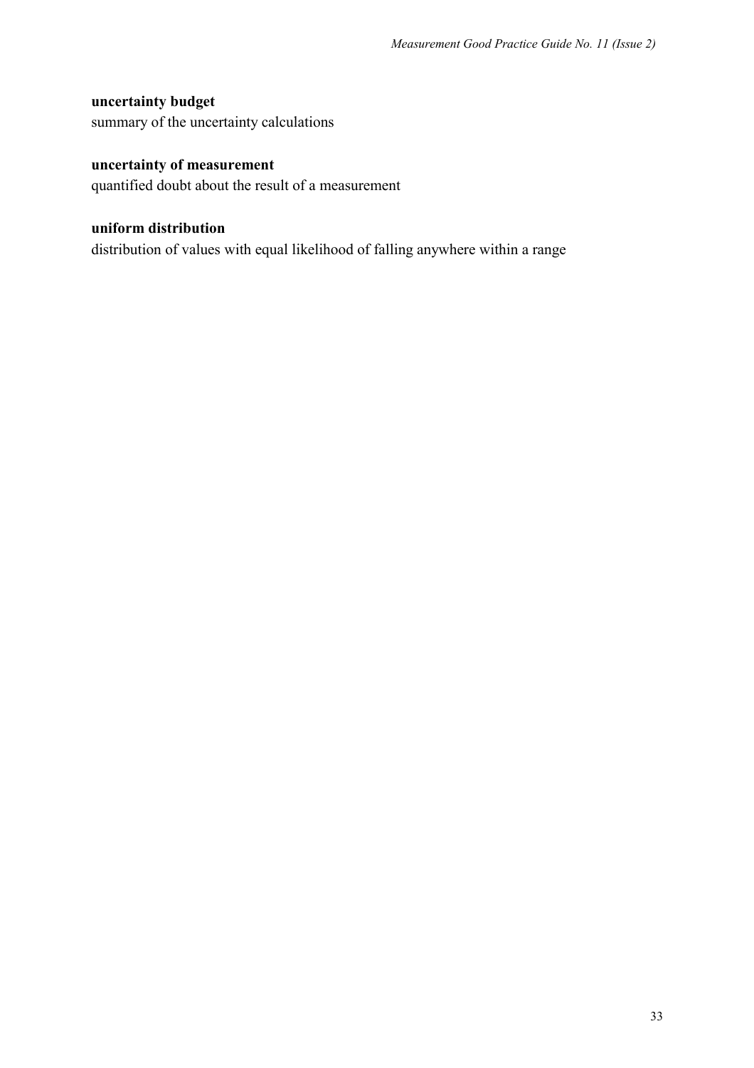**uncertainty budget**
summary of the uncertainty calculations

**uncertainty of measurement**
quantified doubt about the result of a measurement

**uniform distribution**
distribution of values with equal likelihood of falling anywhere within a range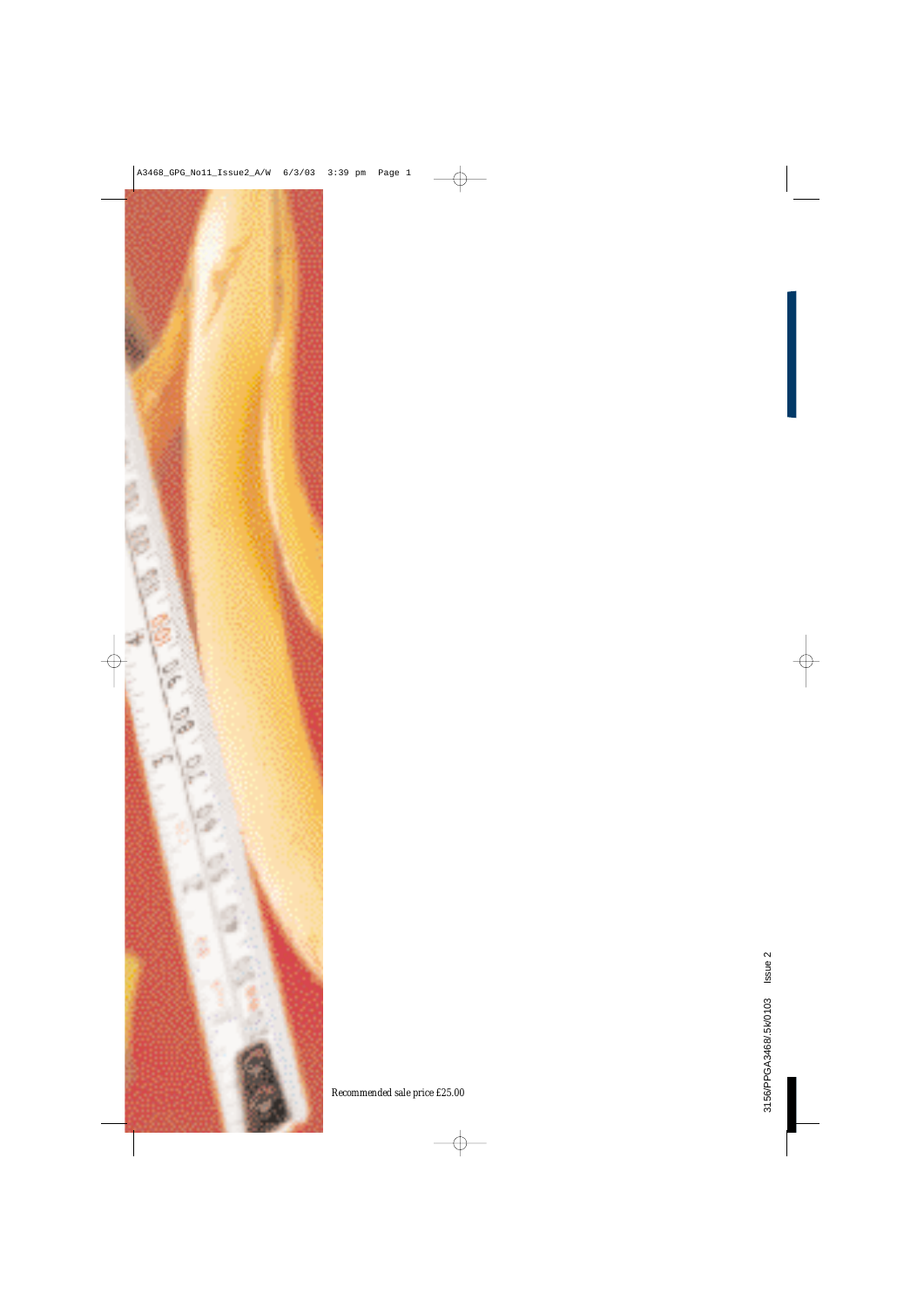Recommended sale price £25.00

3156/PPGA3468/.5k/0103 Issue 2